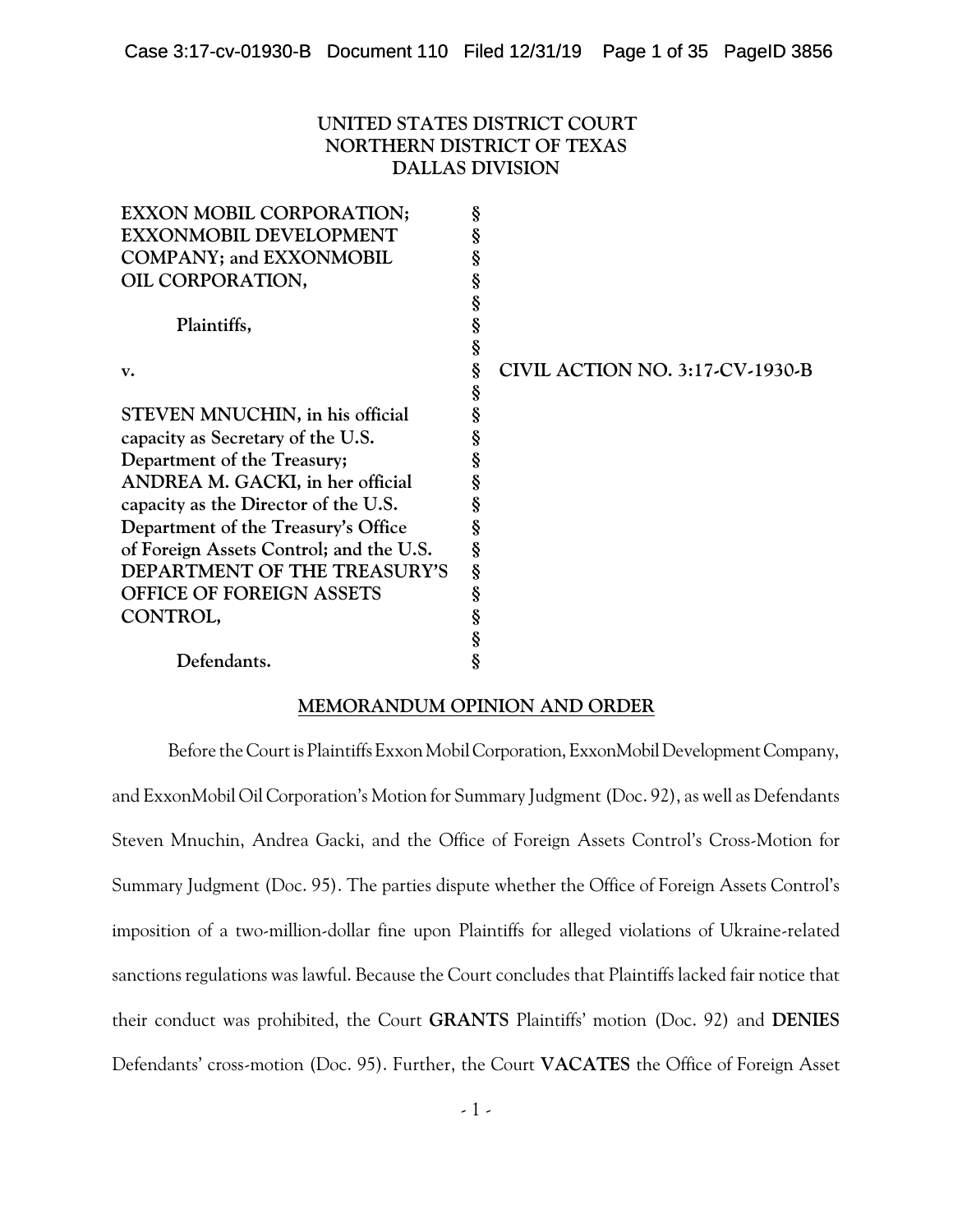**UNITED STATES DISTRICT COURT**
**NORTHERN DISTRICT OF TEXAS**
**DALLAS DIVISION**

| | | |
|---|---|---|
| **EXXON MOBIL CORPORATION; EXXONMOBIL DEVELOPMENT COMPANY; and EXXONMOBIL OIL CORPORATION,** | § | |
| **Plaintiffs,** | § | |
| **v.** | § | **CIVIL ACTION NO. 3:17-CV-1930-B** |
| **STEVEN MNUCHIN, in his official capacity as Secretary of the U.S. Department of the Treasury; ANDREA M. GACKI, in her official capacity as the Director of the U.S. Department of the Treasury's Office of Foreign Assets Control; and the U.S. DEPARTMENT OF THE TREASURY'S OFFICE OF FOREIGN ASSETS CONTROL,** | § | |
| **Defendants.** | § | |

**MEMORANDUM OPINION AND ORDER**

Before the Court is Plaintiffs Exxon Mobil Corporation, ExxonMobil Development Company, and ExxonMobil Oil Corporation's Motion for Summary Judgment (Doc. 92), as well as Defendants Steven Mnuchin, Andrea Gacki, and the Office of Foreign Assets Control's Cross-Motion for Summary Judgment (Doc. 95). The parties dispute whether the Office of Foreign Assets Control's imposition of a two-million-dollar fine upon Plaintiffs for alleged violations of Ukraine-related sanctions regulations was lawful. Because the Court concludes that Plaintiffs lacked fair notice that their conduct was prohibited, the Court **GRANTS** Plaintiffs' motion (Doc. 92) and **DENIES** Defendants' cross-motion (Doc. 95). Further, the Court **VACATES** the Office of Foreign Asset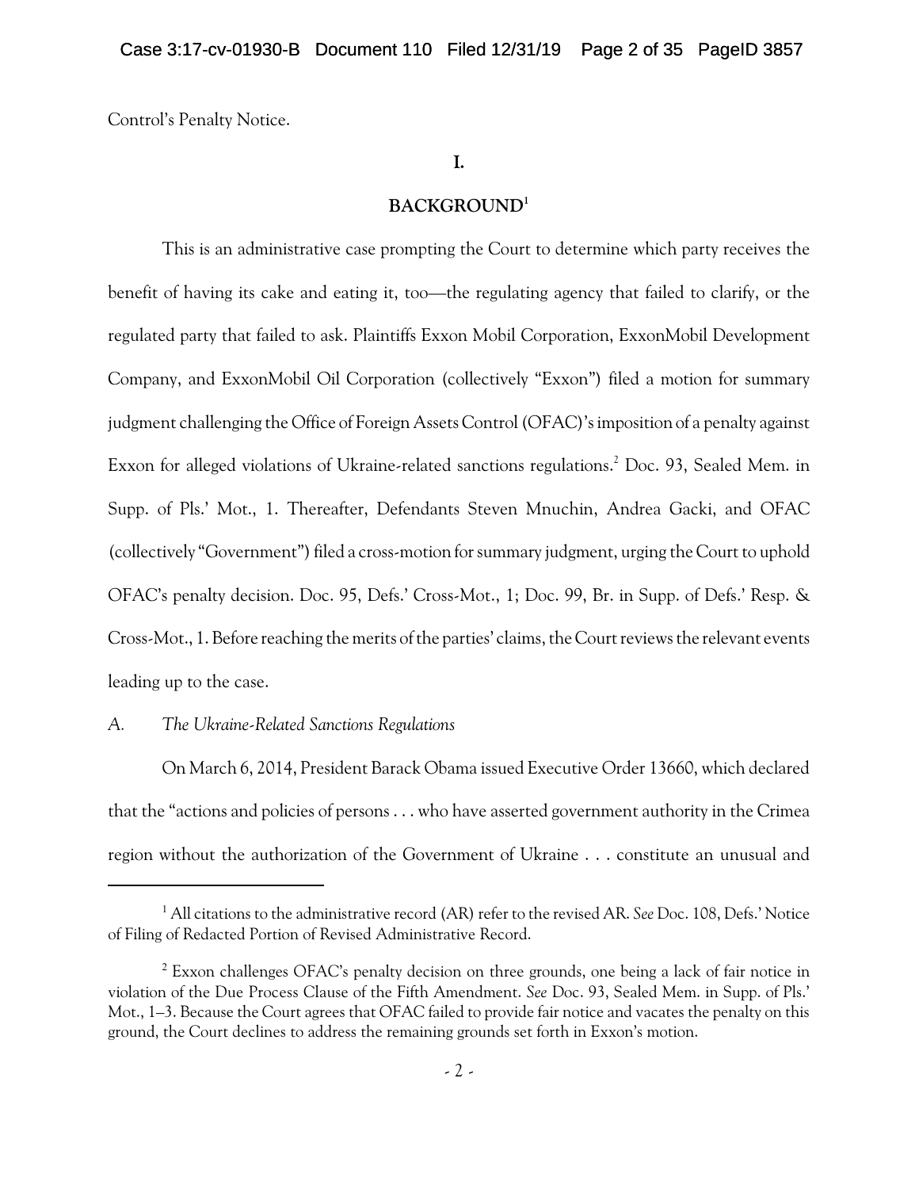Control's Penalty Notice.

## I.

## BACKGROUND[1]

This is an administrative case prompting the Court to determine which party receives the benefit of having its cake and eating it, too—the regulating agency that failed to clarify, or the regulated party that failed to ask. Plaintiffs Exxon Mobil Corporation, ExxonMobil Development Company, and ExxonMobil Oil Corporation (collectively "Exxon") filed a motion for summary judgment challenging the Office of Foreign Assets Control (OFAC)'s imposition of a penalty against Exxon for alleged violations of Ukraine-related sanctions regulations.[2] Doc. 93, Sealed Mem. in Supp. of Pls.' Mot., 1. Thereafter, Defendants Steven Mnuchin, Andrea Gacki, and OFAC (collectively "Government") filed a cross-motion for summary judgment, urging the Court to uphold OFAC's penalty decision. Doc. 95, Defs.' Cross-Mot., 1; Doc. 99, Br. in Supp. of Defs.' Resp. & Cross-Mot., 1. Before reaching the merits of the parties' claims, the Court reviews the relevant events leading up to the case.

*A. The Ukraine-Related Sanctions Regulations*

On March 6, 2014, President Barack Obama issued Executive Order 13660, which declared that the "actions and policies of persons . . . who have asserted government authority in the Crimea region without the authorization of the Government of Ukraine . . . constitute an unusual and

---

[1] All citations to the administrative record (AR) refer to the revised AR. *See* Doc. 108, Defs.' Notice of Filing of Redacted Portion of Revised Administrative Record.

[2] Exxon challenges OFAC's penalty decision on three grounds, one being a lack of fair notice in violation of the Due Process Clause of the Fifth Amendment. *See* Doc. 93, Sealed Mem. in Supp. of Pls.' Mot., 1–3. Because the Court agrees that OFAC failed to provide fair notice and vacates the penalty on this ground, the Court declines to address the remaining grounds set forth in Exxon's motion.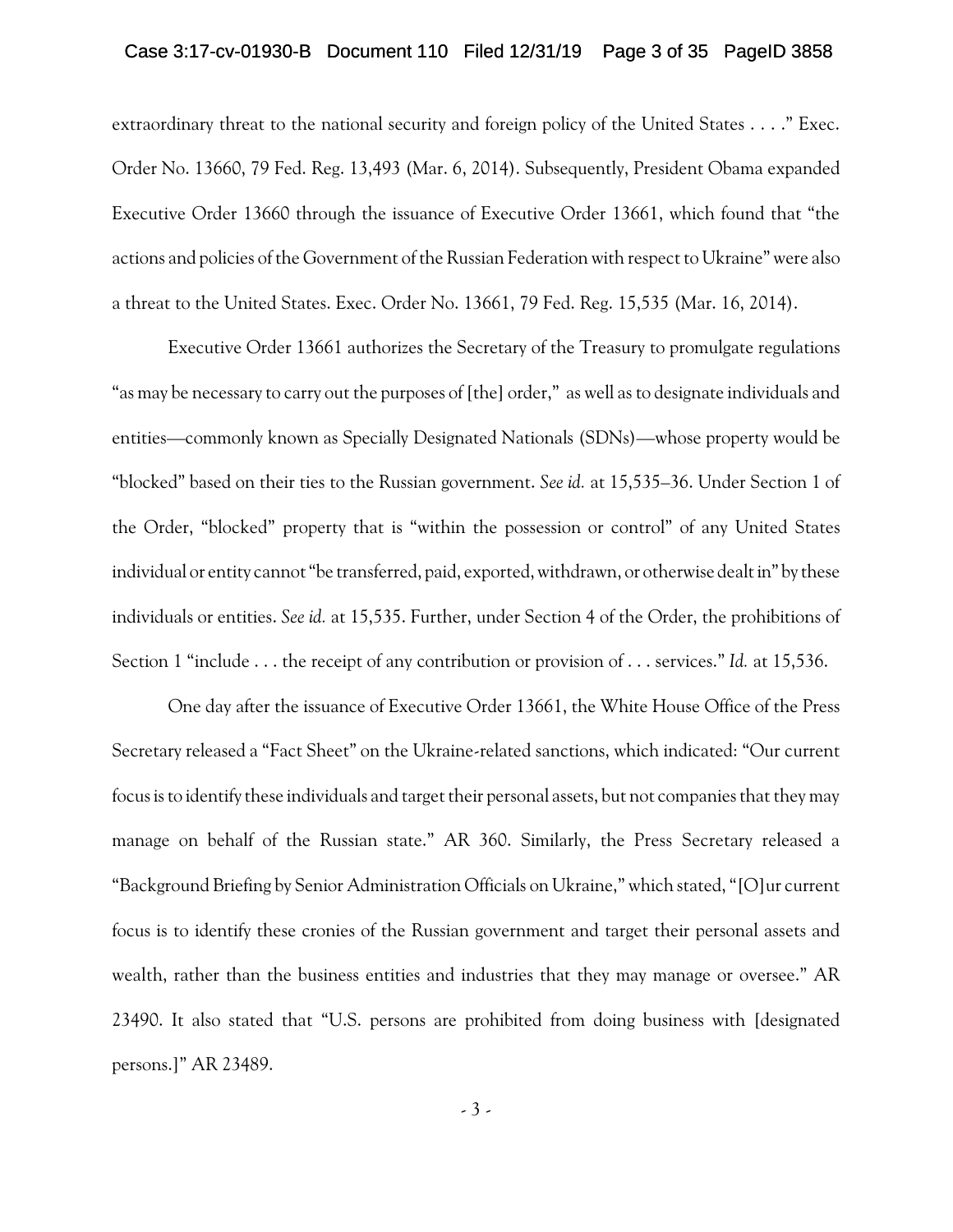extraordinary threat to the national security and foreign policy of the United States . . . ." Exec. Order No. 13660, 79 Fed. Reg. 13,493 (Mar. 6, 2014). Subsequently, President Obama expanded Executive Order 13660 through the issuance of Executive Order 13661, which found that "the actions and policies of the Government of the Russian Federation with respect to Ukraine" were also a threat to the United States. Exec. Order No. 13661, 79 Fed. Reg. 15,535 (Mar. 16, 2014).

Executive Order 13661 authorizes the Secretary of the Treasury to promulgate regulations "as may be necessary to carry out the purposes of [the] order," as well as to designate individuals and entities—commonly known as Specially Designated Nationals (SDNs)—whose property would be "blocked" based on their ties to the Russian government. *See id.* at 15,535–36. Under Section 1 of the Order, "blocked" property that is "within the possession or control" of any United States individual or entity cannot "be transferred, paid, exported, withdrawn, or otherwise dealt in" by these individuals or entities. *See id.* at 15,535. Further, under Section 4 of the Order, the prohibitions of Section 1 "include . . . the receipt of any contribution or provision of . . . services." *Id.* at 15,536.

One day after the issuance of Executive Order 13661, the White House Office of the Press Secretary released a "Fact Sheet" on the Ukraine-related sanctions, which indicated: "Our current focus is to identify these individuals and target their personal assets, but not companies that they may manage on behalf of the Russian state." AR 360. Similarly, the Press Secretary released a "Background Briefing by Senior Administration Officials on Ukraine," which stated, "[O]ur current focus is to identify these cronies of the Russian government and target their personal assets and wealth, rather than the business entities and industries that they may manage or oversee." AR 23490. It also stated that "U.S. persons are prohibited from doing business with [designated persons.]" AR 23489.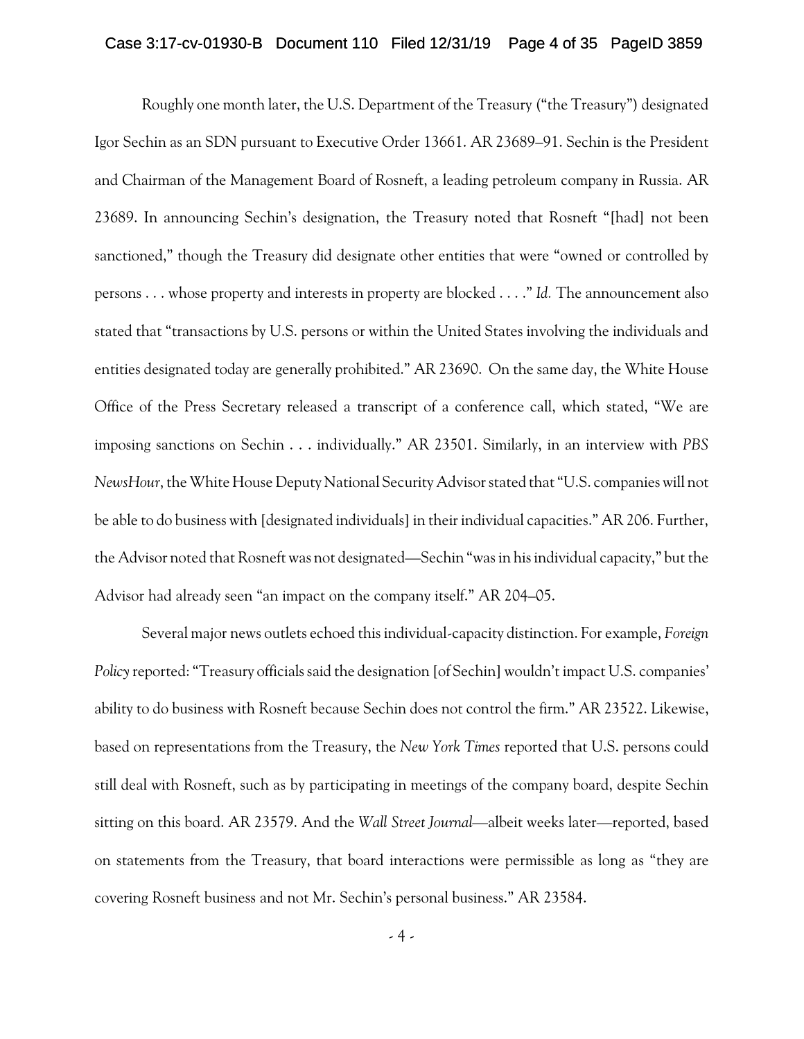Roughly one month later, the U.S. Department of the Treasury ("the Treasury") designated Igor Sechin as an SDN pursuant to Executive Order 13661. AR 23689–91. Sechin is the President and Chairman of the Management Board of Rosneft, a leading petroleum company in Russia. AR 23689. In announcing Sechin's designation, the Treasury noted that Rosneft "[had] not been sanctioned," though the Treasury did designate other entities that were "owned or controlled by persons . . . whose property and interests in property are blocked . . . ." *Id.* The announcement also stated that "transactions by U.S. persons or within the United States involving the individuals and entities designated today are generally prohibited." AR 23690. On the same day, the White House Office of the Press Secretary released a transcript of a conference call, which stated, "We are imposing sanctions on Sechin . . . individually." AR 23501. Similarly, in an interview with *PBS NewsHour*, the White House Deputy National Security Advisor stated that "U.S. companies will not be able to do business with [designated individuals] in their individual capacities." AR 206. Further, the Advisor noted that Rosneft was not designated—Sechin "was in his individual capacity," but the Advisor had already seen "an impact on the company itself." AR 204–05.

Several major news outlets echoed this individual-capacity distinction. For example, *Foreign Policy* reported: "Treasury officials said the designation [of Sechin] wouldn't impact U.S. companies' ability to do business with Rosneft because Sechin does not control the firm." AR 23522. Likewise, based on representations from the Treasury, the *New York Times* reported that U.S. persons could still deal with Rosneft, such as by participating in meetings of the company board, despite Sechin sitting on this board. AR 23579. And the *Wall Street Journal*—albeit weeks later—reported, based on statements from the Treasury, that board interactions were permissible as long as "they are covering Rosneft business and not Mr. Sechin's personal business." AR 23584.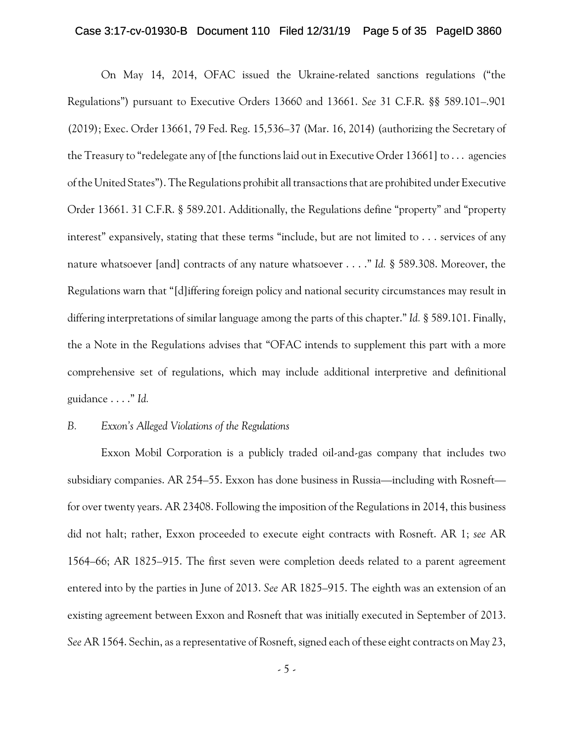On May 14, 2014, OFAC issued the Ukraine-related sanctions regulations ("the Regulations") pursuant to Executive Orders 13660 and 13661. *See* 31 C.F.R. §§ 589.101–.901 (2019); Exec. Order 13661, 79 Fed. Reg. 15,536–37 (Mar. 16, 2014) (authorizing the Secretary of the Treasury to "redelegate any of [the functions laid out in Executive Order 13661] to . . . agencies of the United States"). The Regulations prohibit all transactions that are prohibited under Executive Order 13661. 31 C.F.R. § 589.201. Additionally, the Regulations define "property" and "property interest" expansively, stating that these terms "include, but are not limited to . . . services of any nature whatsoever [and] contracts of any nature whatsoever . . . ." *Id.* § 589.308. Moreover, the Regulations warn that "[d]iffering foreign policy and national security circumstances may result in differing interpretations of similar language among the parts of this chapter." *Id.* § 589.101. Finally, the a Note in the Regulations advises that "OFAC intends to supplement this part with a more comprehensive set of regulations, which may include additional interpretive and definitional guidance . . . ." *Id.*

*B. Exxon's Alleged Violations of the Regulations*

Exxon Mobil Corporation is a publicly traded oil-and-gas company that includes two subsidiary companies. AR 254–55. Exxon has done business in Russia—including with Rosneft—for over twenty years. AR 23408. Following the imposition of the Regulations in 2014, this business did not halt; rather, Exxon proceeded to execute eight contracts with Rosneft. AR 1; *see* AR 1564–66; AR 1825–915. The first seven were completion deeds related to a parent agreement entered into by the parties in June of 2013. *See* AR 1825–915. The eighth was an extension of an existing agreement between Exxon and Rosneft that was initially executed in September of 2013. *See* AR 1564. Sechin, as a representative of Rosneft, signed each of these eight contracts on May 23,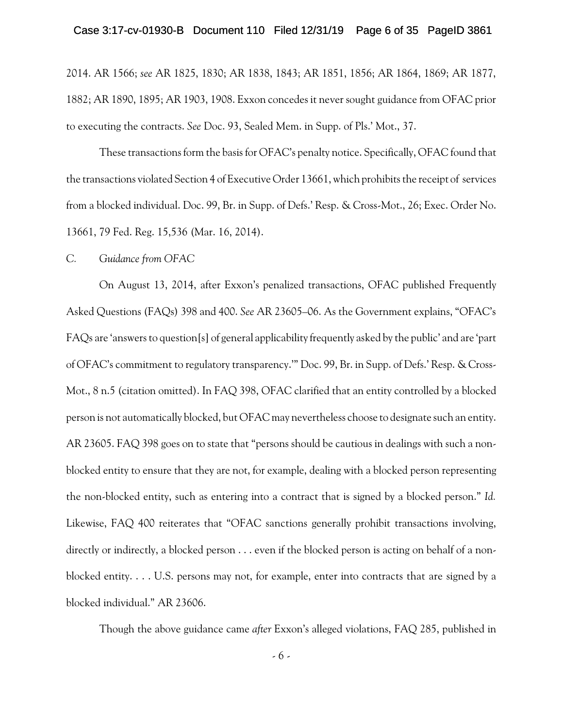2014. AR 1566; *see* AR 1825, 1830; AR 1838, 1843; AR 1851, 1856; AR 1864, 1869; AR 1877, 1882; AR 1890, 1895; AR 1903, 1908. Exxon concedes it never sought guidance from OFAC prior to executing the contracts. *See* Doc. 93, Sealed Mem. in Supp. of Pls.' Mot., 37.

These transactions form the basis for OFAC's penalty notice. Specifically, OFAC found that the transactions violated Section 4 of Executive Order 13661, which prohibits the receipt of services from a blocked individual. Doc. 99, Br. in Supp. of Defs.' Resp. & Cross-Mot., 26; Exec. Order No. 13661, 79 Fed. Reg. 15,536 (Mar. 16, 2014).

*C. Guidance from OFAC*

On August 13, 2014, after Exxon's penalized transactions, OFAC published Frequently Asked Questions (FAQs) 398 and 400. *See* AR 23605–06. As the Government explains, "OFAC's FAQs are 'answers to question[s] of general applicability frequently asked by the public' and are 'part of OFAC's commitment to regulatory transparency.'" Doc. 99, Br. in Supp. of Defs.' Resp. & Cross-Mot., 8 n.5 (citation omitted). In FAQ 398, OFAC clarified that an entity controlled by a blocked person is not automatically blocked, but OFAC may nevertheless choose to designate such an entity. AR 23605. FAQ 398 goes on to state that "persons should be cautious in dealings with such a non-blocked entity to ensure that they are not, for example, dealing with a blocked person representing the non-blocked entity, such as entering into a contract that is signed by a blocked person." *Id.* Likewise, FAQ 400 reiterates that "OFAC sanctions generally prohibit transactions involving, directly or indirectly, a blocked person . . . even if the blocked person is acting on behalf of a non-blocked entity. . . . U.S. persons may not, for example, enter into contracts that are signed by a blocked individual." AR 23606.

Though the above guidance came *after* Exxon's alleged violations, FAQ 285, published in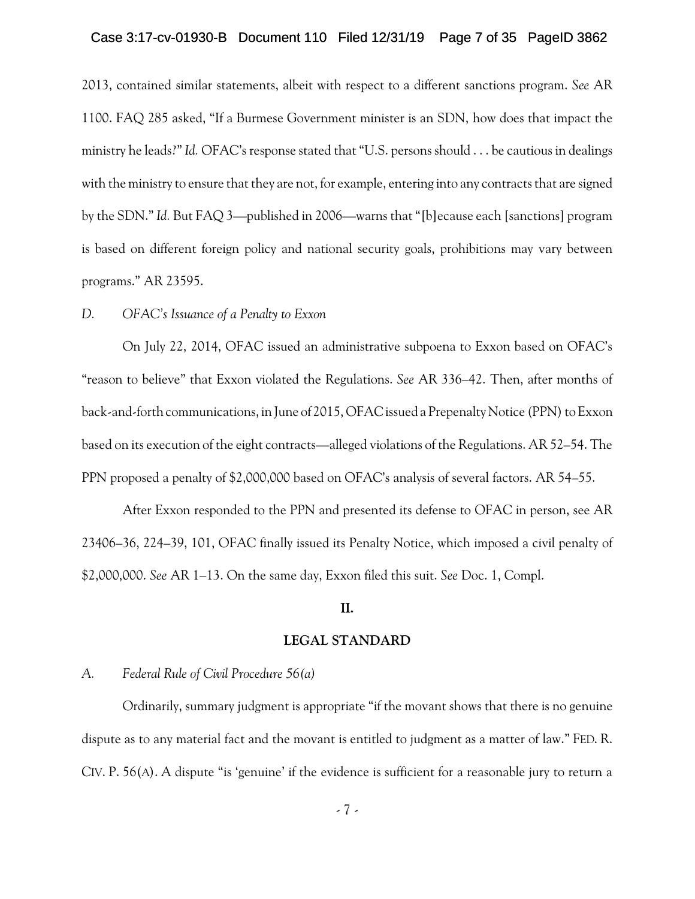2013, contained similar statements, albeit with respect to a different sanctions program. *See* AR 1100. FAQ 285 asked, "If a Burmese Government minister is an SDN, how does that impact the ministry he leads?" *Id.* OFAC's response stated that "U.S. persons should . . . be cautious in dealings with the ministry to ensure that they are not, for example, entering into any contracts that are signed by the SDN." *Id.* But FAQ 3—published in 2006—warns that "[b]ecause each [sanctions] program is based on different foreign policy and national security goals, prohibitions may vary between programs." AR 23595.

*D. OFAC's Issuance of a Penalty to Exxon*

On July 22, 2014, OFAC issued an administrative subpoena to Exxon based on OFAC's "reason to believe" that Exxon violated the Regulations. *See* AR 336–42. Then, after months of back-and-forth communications, in June of 2015, OFAC issued a Prepenalty Notice (PPN) to Exxon based on its execution of the eight contracts—alleged violations of the Regulations. AR 52–54. The PPN proposed a penalty of $2,000,000 based on OFAC's analysis of several factors. AR 54–55.

After Exxon responded to the PPN and presented its defense to OFAC in person, see AR 23406–36, 224–39, 101, OFAC finally issued its Penalty Notice, which imposed a civil penalty of $2,000,000. *See* AR 1–13. On the same day, Exxon filed this suit. *See* Doc. 1, Compl.

## II.

## LEGAL STANDARD

*A. Federal Rule of Civil Procedure 56(a)*

Ordinarily, summary judgment is appropriate "if the movant shows that there is no genuine dispute as to any material fact and the movant is entitled to judgment as a matter of law." FED. R. CIV. P. 56(A). A dispute "is 'genuine' if the evidence is sufficient for a reasonable jury to return a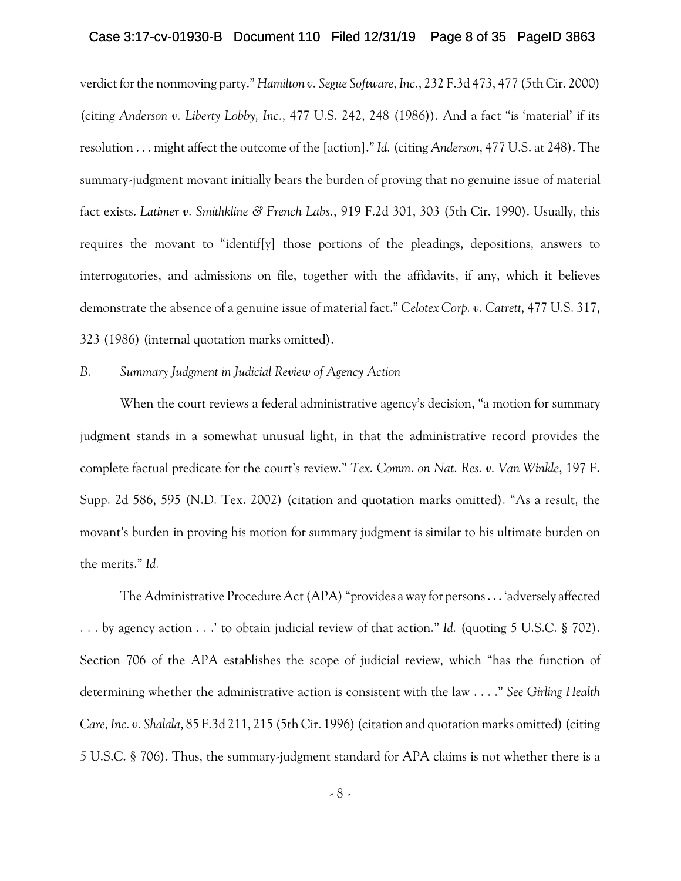verdict for the nonmoving party." *Hamilton v. Segue Software, Inc.*, 232 F.3d 473, 477 (5th Cir. 2000) (citing *Anderson v. Liberty Lobby, Inc.*, 477 U.S. 242, 248 (1986)). And a fact "is 'material' if its resolution . . . might affect the outcome of the [action]." *Id.* (citing *Anderson*, 477 U.S. at 248). The summary-judgment movant initially bears the burden of proving that no genuine issue of material fact exists. *Latimer v. Smithkline & French Labs.*, 919 F.2d 301, 303 (5th Cir. 1990). Usually, this requires the movant to "identif[y] those portions of the pleadings, depositions, answers to interrogatories, and admissions on file, together with the affidavits, if any, which it believes demonstrate the absence of a genuine issue of material fact." *Celotex Corp. v. Catrett*, 477 U.S. 317, 323 (1986) (internal quotation marks omitted).

*B. Summary Judgment in Judicial Review of Agency Action*

When the court reviews a federal administrative agency's decision, "a motion for summary judgment stands in a somewhat unusual light, in that the administrative record provides the complete factual predicate for the court's review." *Tex. Comm. on Nat. Res. v. Van Winkle*, 197 F. Supp. 2d 586, 595 (N.D. Tex. 2002) (citation and quotation marks omitted). "As a result, the movant's burden in proving his motion for summary judgment is similar to his ultimate burden on the merits." *Id.*

The Administrative Procedure Act (APA) "provides a way for persons . . . 'adversely affected . . . by agency action . . .' to obtain judicial review of that action." *Id.* (quoting 5 U.S.C. § 702). Section 706 of the APA establishes the scope of judicial review, which "has the function of determining whether the administrative action is consistent with the law . . . ." *See Girling Health Care, Inc. v. Shalala*, 85 F.3d 211, 215 (5th Cir. 1996) (citation and quotation marks omitted) (citing 5 U.S.C. § 706). Thus, the summary-judgment standard for APA claims is not whether there is a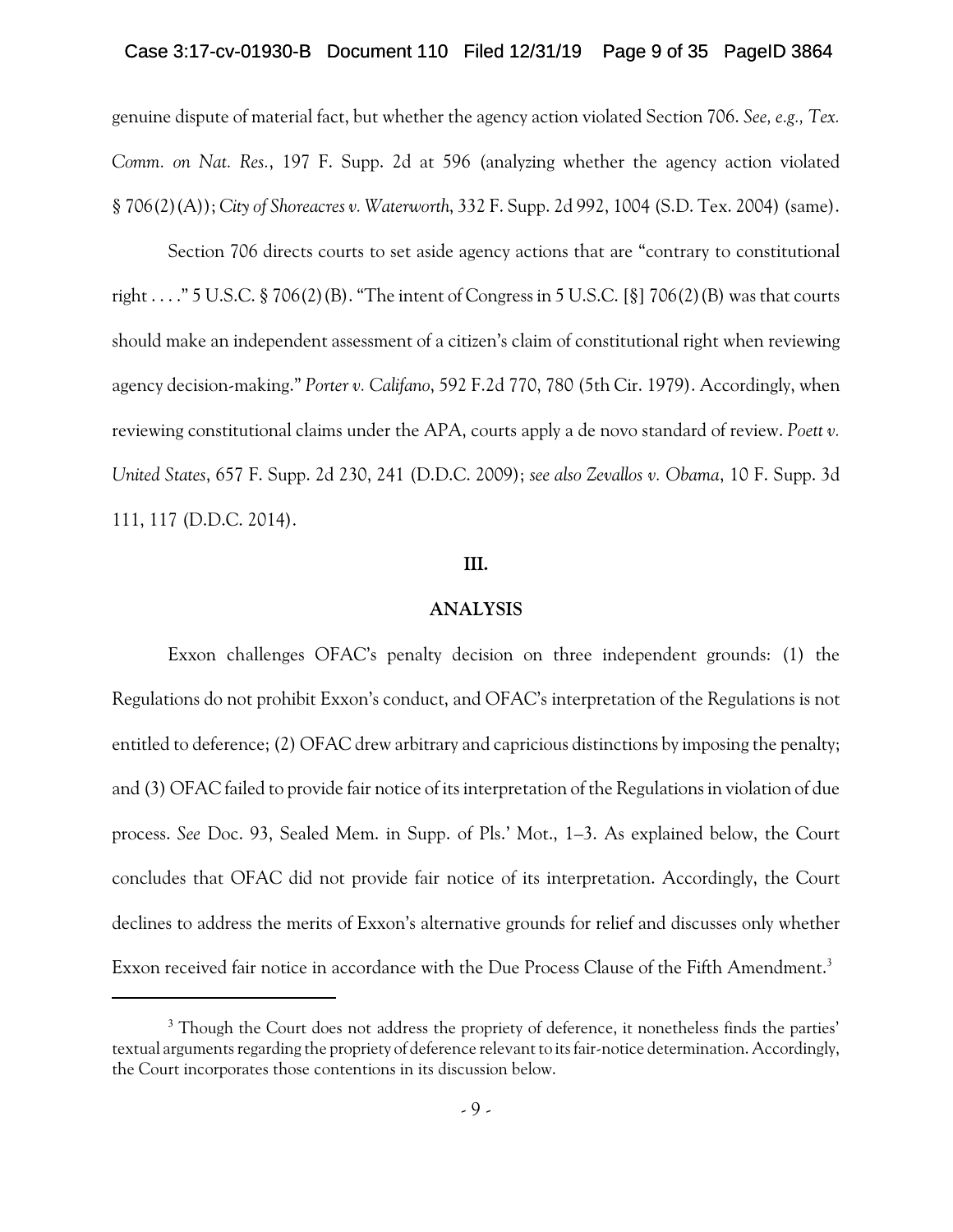genuine dispute of material fact, but whether the agency action violated Section 706. *See, e.g., Tex. Comm. on Nat. Res.*, 197 F. Supp. 2d at 596 (analyzing whether the agency action violated § 706(2)(A)); *City of Shoreacres v. Waterworth*, 332 F. Supp. 2d 992, 1004 (S.D. Tex. 2004) (same).

Section 706 directs courts to set aside agency actions that are "contrary to constitutional right . . . ." 5 U.S.C. § 706(2)(B). "The intent of Congress in 5 U.S.C. [§] 706(2)(B) was that courts should make an independent assessment of a citizen's claim of constitutional right when reviewing agency decision-making." *Porter v. Califano*, 592 F.2d 770, 780 (5th Cir. 1979). Accordingly, when reviewing constitutional claims under the APA, courts apply a de novo standard of review. *Poett v. United States*, 657 F. Supp. 2d 230, 241 (D.D.C. 2009); *see also Zevallos v. Obama*, 10 F. Supp. 3d 111, 117 (D.D.C. 2014).

## III.

## ANALYSIS

Exxon challenges OFAC's penalty decision on three independent grounds: (1) the Regulations do not prohibit Exxon's conduct, and OFAC's interpretation of the Regulations is not entitled to deference; (2) OFAC drew arbitrary and capricious distinctions by imposing the penalty; and (3) OFAC failed to provide fair notice of its interpretation of the Regulations in violation of due process. *See* Doc. 93, Sealed Mem. in Supp. of Pls.' Mot., 1–3. As explained below, the Court concludes that OFAC did not provide fair notice of its interpretation. Accordingly, the Court declines to address the merits of Exxon's alternative grounds for relief and discusses only whether Exxon received fair notice in accordance with the Due Process Clause of the Fifth Amendment.[3]

---

[3] Though the Court does not address the propriety of deference, it nonetheless finds the parties' textual arguments regarding the propriety of deference relevant to its fair-notice determination. Accordingly, the Court incorporates those contentions in its discussion below.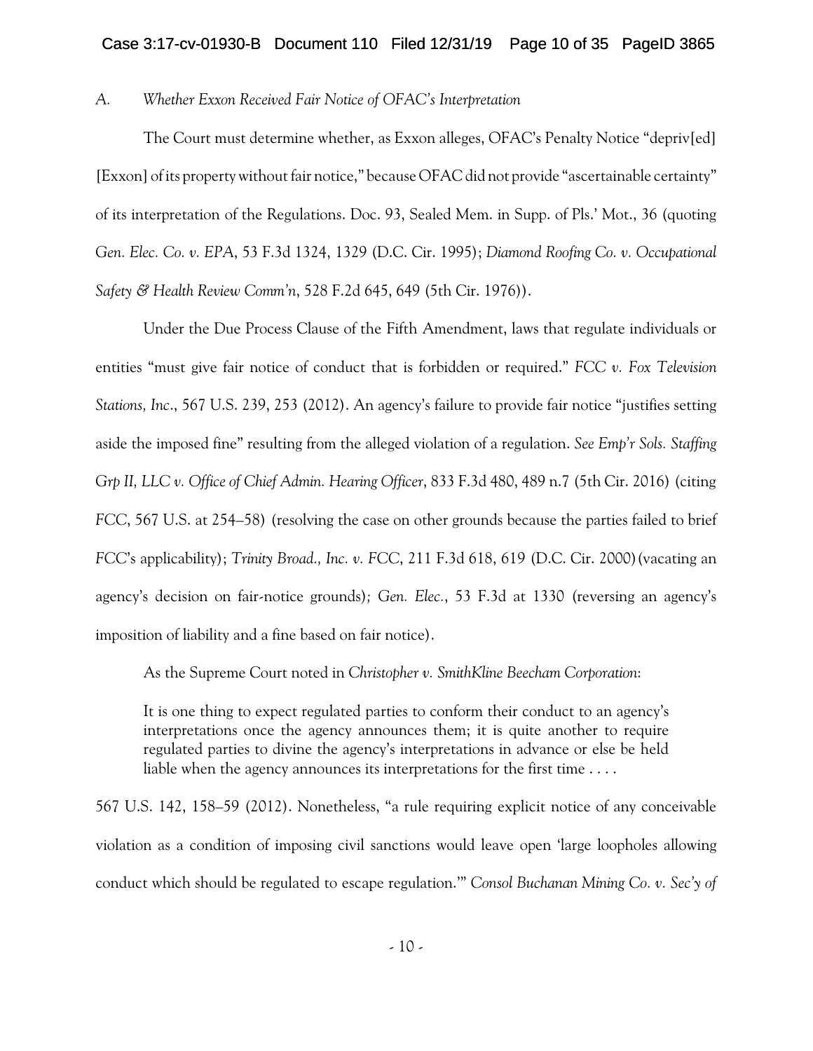*A. Whether Exxon Received Fair Notice of OFAC's Interpretation*

The Court must determine whether, as Exxon alleges, OFAC's Penalty Notice "depriv[ed] [Exxon] of its property without fair notice," because OFAC did not provide "ascertainable certainty" of its interpretation of the Regulations. Doc. 93, Sealed Mem. in Supp. of Pls.' Mot., 36 (quoting *Gen. Elec. Co. v. EPA*, 53 F.3d 1324, 1329 (D.C. Cir. 1995); *Diamond Roofing Co. v. Occupational Safety & Health Review Comm'n*, 528 F.2d 645, 649 (5th Cir. 1976)).

Under the Due Process Clause of the Fifth Amendment, laws that regulate individuals or entities "must give fair notice of conduct that is forbidden or required." *FCC v. Fox Television Stations, Inc*., 567 U.S. 239, 253 (2012). An agency's failure to provide fair notice "justifies setting aside the imposed fine" resulting from the alleged violation of a regulation. *See Emp'r Sols. Staffing Grp II, LLC v. Office of Chief Admin. Hearing Officer*, 833 F.3d 480, 489 n.7 (5th Cir. 2016) (citing *FCC*, 567 U.S. at 254–58) (resolving the case on other grounds because the parties failed to brief *FCC*'s applicability); *Trinity Broad., Inc. v. FCC*, 211 F.3d 618, 619 (D.C. Cir. 2000) (vacating an agency's decision on fair-notice grounds); *Gen. Elec.*, 53 F.3d at 1330 (reversing an agency's imposition of liability and a fine based on fair notice).

As the Supreme Court noted in *Christopher v. SmithKline Beecham Corporation*:

> It is one thing to expect regulated parties to conform their conduct to an agency's interpretations once the agency announces them; it is quite another to require regulated parties to divine the agency's interpretations in advance or else be held liable when the agency announces its interpretations for the first time . . . .

567 U.S. 142, 158–59 (2012). Nonetheless, "a rule requiring explicit notice of any conceivable violation as a condition of imposing civil sanctions would leave open 'large loopholes allowing conduct which should be regulated to escape regulation.'" *Consol Buchanan Mining Co. v. Sec'y of*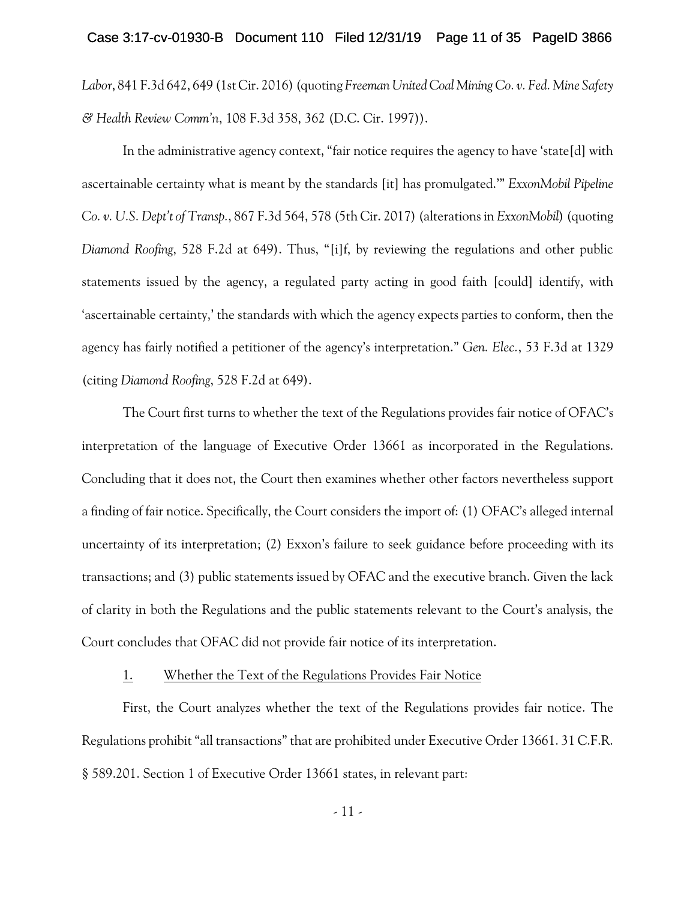*Labor*, 841 F.3d 642, 649 (1st Cir. 2016) (quoting *Freeman United Coal Mining Co. v. Fed. Mine Safety & Health Review Comm'n*, 108 F.3d 358, 362 (D.C. Cir. 1997)).

In the administrative agency context, "fair notice requires the agency to have 'state[d] with ascertainable certainty what is meant by the standards [it] has promulgated.'" *ExxonMobil Pipeline Co. v. U.S. Dept't of Transp.*, 867 F.3d 564, 578 (5th Cir. 2017) (alterations in *ExxonMobil*) (quoting *Diamond Roofing*, 528 F.2d at 649). Thus, "[i]f, by reviewing the regulations and other public statements issued by the agency, a regulated party acting in good faith [could] identify, with 'ascertainable certainty,' the standards with which the agency expects parties to conform, then the agency has fairly notified a petitioner of the agency's interpretation." *Gen. Elec.*, 53 F.3d at 1329 (citing *Diamond Roofing*, 528 F.2d at 649).

The Court first turns to whether the text of the Regulations provides fair notice of OFAC's interpretation of the language of Executive Order 13661 as incorporated in the Regulations. Concluding that it does not, the Court then examines whether other factors nevertheless support a finding of fair notice. Specifically, the Court considers the import of: (1) OFAC's alleged internal uncertainty of its interpretation; (2) Exxon's failure to seek guidance before proceeding with its transactions; and (3) public statements issued by OFAC and the executive branch. Given the lack of clarity in both the Regulations and the public statements relevant to the Court's analysis, the Court concludes that OFAC did not provide fair notice of its interpretation.

1. Whether the Text of the Regulations Provides Fair Notice

First, the Court analyzes whether the text of the Regulations provides fair notice. The Regulations prohibit "all transactions" that are prohibited under Executive Order 13661. 31 C.F.R. § 589.201. Section 1 of Executive Order 13661 states, in relevant part: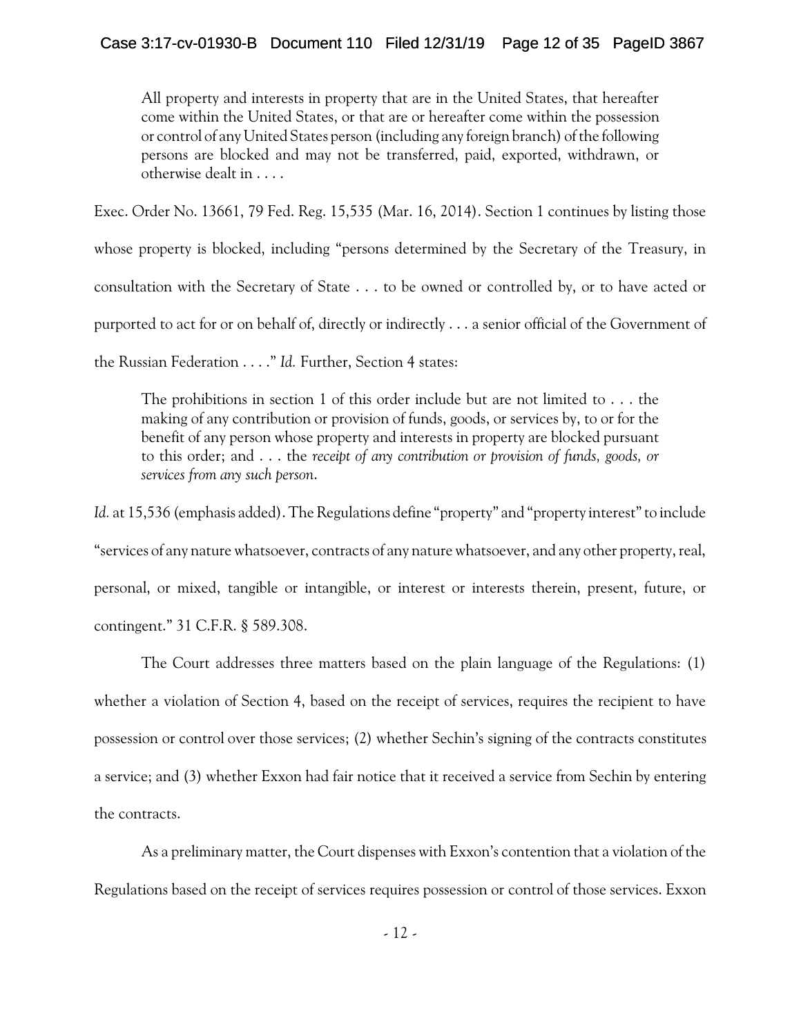> All property and interests in property that are in the United States, that hereafter come within the United States, or that are or hereafter come within the possession or control of any United States person (including any foreign branch) of the following persons are blocked and may not be transferred, paid, exported, withdrawn, or otherwise dealt in . . . .

Exec. Order No. 13661, 79 Fed. Reg. 15,535 (Mar. 16, 2014). Section 1 continues by listing those whose property is blocked, including "persons determined by the Secretary of the Treasury, in consultation with the Secretary of State . . . to be owned or controlled by, or to have acted or purported to act for or on behalf of, directly or indirectly . . . a senior official of the Government of the Russian Federation . . . ." *Id.* Further, Section 4 states:

> The prohibitions in section 1 of this order include but are not limited to . . . the making of any contribution or provision of funds, goods, or services by, to or for the benefit of any person whose property and interests in property are blocked pursuant to this order; and . . . the *receipt of any contribution or provision of funds, goods, or services from any such person*.

*Id.* at 15,536 (emphasis added). The Regulations define "property" and "property interest" to include "services of any nature whatsoever, contracts of any nature whatsoever, and any other property, real, personal, or mixed, tangible or intangible, or interest or interests therein, present, future, or contingent." 31 C.F.R. § 589.308.

The Court addresses three matters based on the plain language of the Regulations: (1) whether a violation of Section 4, based on the receipt of services, requires the recipient to have possession or control over those services; (2) whether Sechin's signing of the contracts constitutes a service; and (3) whether Exxon had fair notice that it received a service from Sechin by entering the contracts.

As a preliminary matter, the Court dispenses with Exxon's contention that a violation of the Regulations based on the receipt of services requires possession or control of those services. Exxon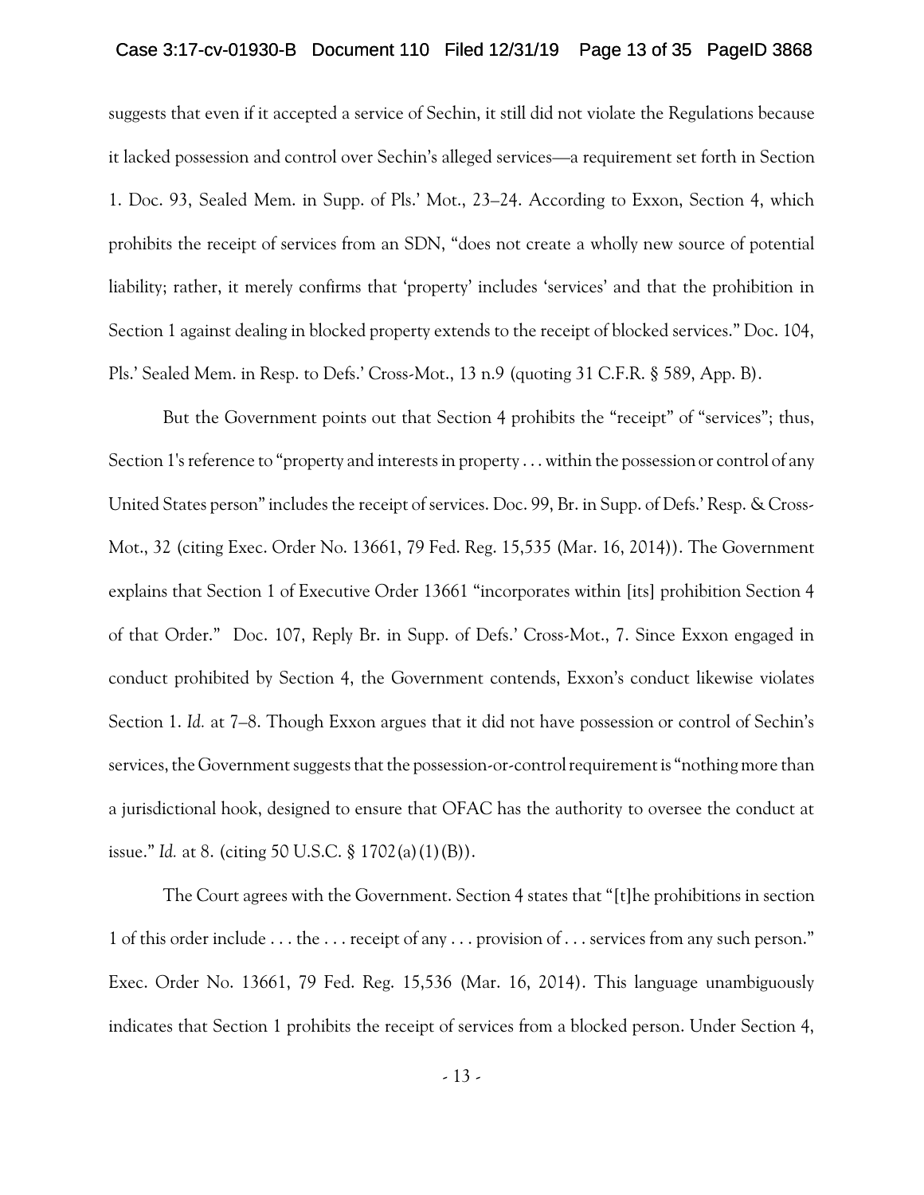suggests that even if it accepted a service of Sechin, it still did not violate the Regulations because it lacked possession and control over Sechin's alleged services—a requirement set forth in Section 1. Doc. 93, Sealed Mem. in Supp. of Pls.' Mot., 23–24. According to Exxon, Section 4, which prohibits the receipt of services from an SDN, "does not create a wholly new source of potential liability; rather, it merely confirms that 'property' includes 'services' and that the prohibition in Section 1 against dealing in blocked property extends to the receipt of blocked services." Doc. 104, Pls.' Sealed Mem. in Resp. to Defs.' Cross-Mot., 13 n.9 (quoting 31 C.F.R. § 589, App. B).

But the Government points out that Section 4 prohibits the "receipt" of "services"; thus, Section 1's reference to "property and interests in property . . . within the possession or control of any United States person" includes the receipt of services. Doc. 99, Br. in Supp. of Defs.' Resp. & Cross-Mot., 32 (citing Exec. Order No. 13661, 79 Fed. Reg. 15,535 (Mar. 16, 2014)). The Government explains that Section 1 of Executive Order 13661 "incorporates within [its] prohibition Section 4 of that Order." Doc. 107, Reply Br. in Supp. of Defs.' Cross-Mot., 7. Since Exxon engaged in conduct prohibited by Section 4, the Government contends, Exxon's conduct likewise violates Section 1. *Id.* at 7–8. Though Exxon argues that it did not have possession or control of Sechin's services, the Government suggests that the possession-or-control requirement is "nothing more than a jurisdictional hook, designed to ensure that OFAC has the authority to oversee the conduct at issue." *Id.* at 8. (citing 50 U.S.C. § 1702(a)(1)(B)).

The Court agrees with the Government. Section 4 states that "[t]he prohibitions in section 1 of this order include . . . the . . . receipt of any . . . provision of . . . services from any such person." Exec. Order No. 13661, 79 Fed. Reg. 15,536 (Mar. 16, 2014). This language unambiguously indicates that Section 1 prohibits the receipt of services from a blocked person. Under Section 4,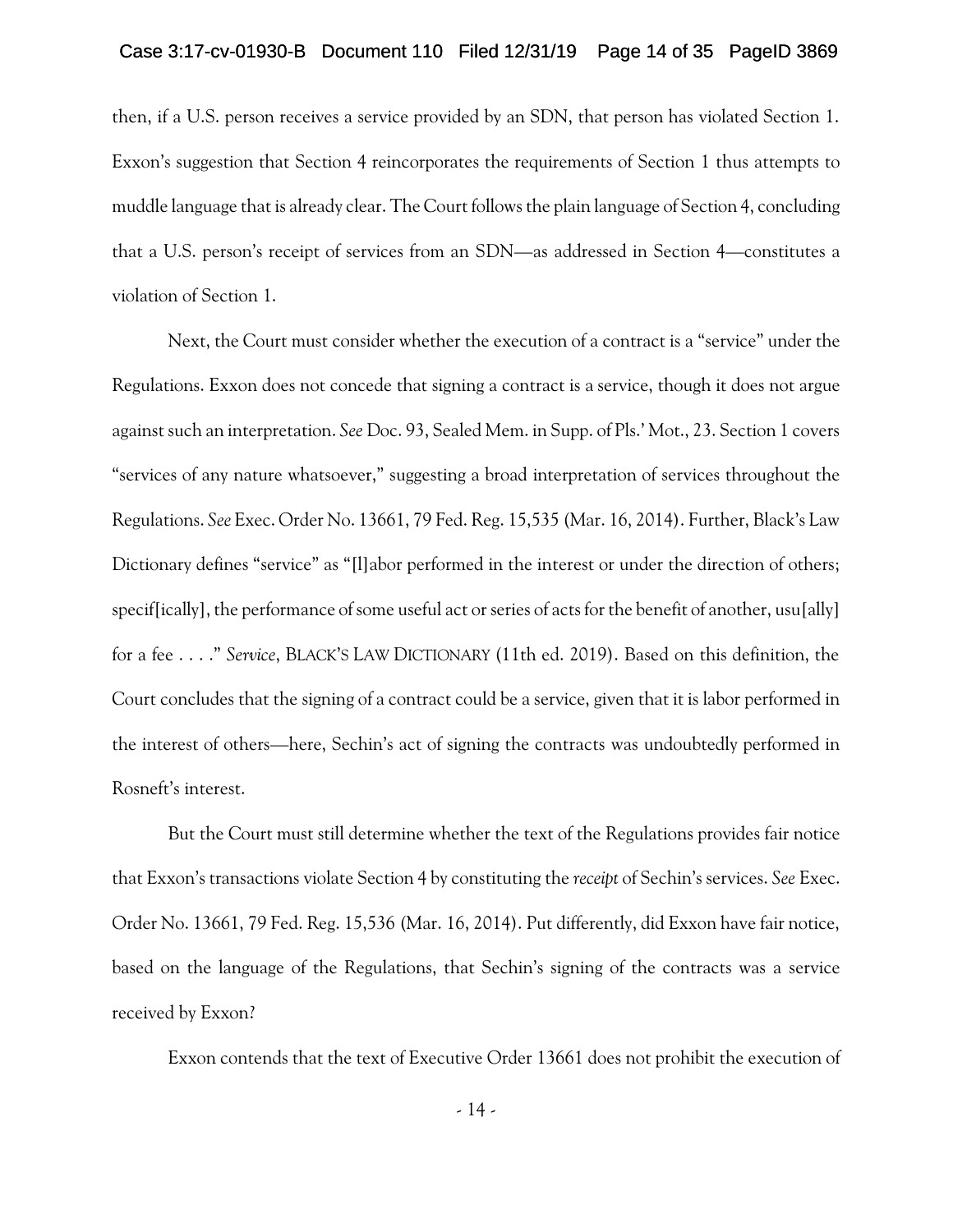then, if a U.S. person receives a service provided by an SDN, that person has violated Section 1. Exxon's suggestion that Section 4 reincorporates the requirements of Section 1 thus attempts to muddle language that is already clear. The Court follows the plain language of Section 4, concluding that a U.S. person's receipt of services from an SDN—as addressed in Section 4—constitutes a violation of Section 1.

Next, the Court must consider whether the execution of a contract is a "service" under the Regulations. Exxon does not concede that signing a contract is a service, though it does not argue against such an interpretation. *See* Doc. 93, Sealed Mem. in Supp. of Pls.' Mot., 23. Section 1 covers "services of any nature whatsoever," suggesting a broad interpretation of services throughout the Regulations. *See* Exec. Order No. 13661, 79 Fed. Reg. 15,535 (Mar. 16, 2014). Further, Black's Law Dictionary defines "service" as "[l]abor performed in the interest or under the direction of others; specif[ically], the performance of some useful act or series of acts for the benefit of another, usu[ally] for a fee . . . ." *Service*, BLACK'S LAW DICTIONARY (11th ed. 2019). Based on this definition, the Court concludes that the signing of a contract could be a service, given that it is labor performed in the interest of others—here, Sechin's act of signing the contracts was undoubtedly performed in Rosneft's interest.

But the Court must still determine whether the text of the Regulations provides fair notice that Exxon's transactions violate Section 4 by constituting the *receipt* of Sechin's services. *See* Exec. Order No. 13661, 79 Fed. Reg. 15,536 (Mar. 16, 2014). Put differently, did Exxon have fair notice, based on the language of the Regulations, that Sechin's signing of the contracts was a service received by Exxon?

Exxon contends that the text of Executive Order 13661 does not prohibit the execution of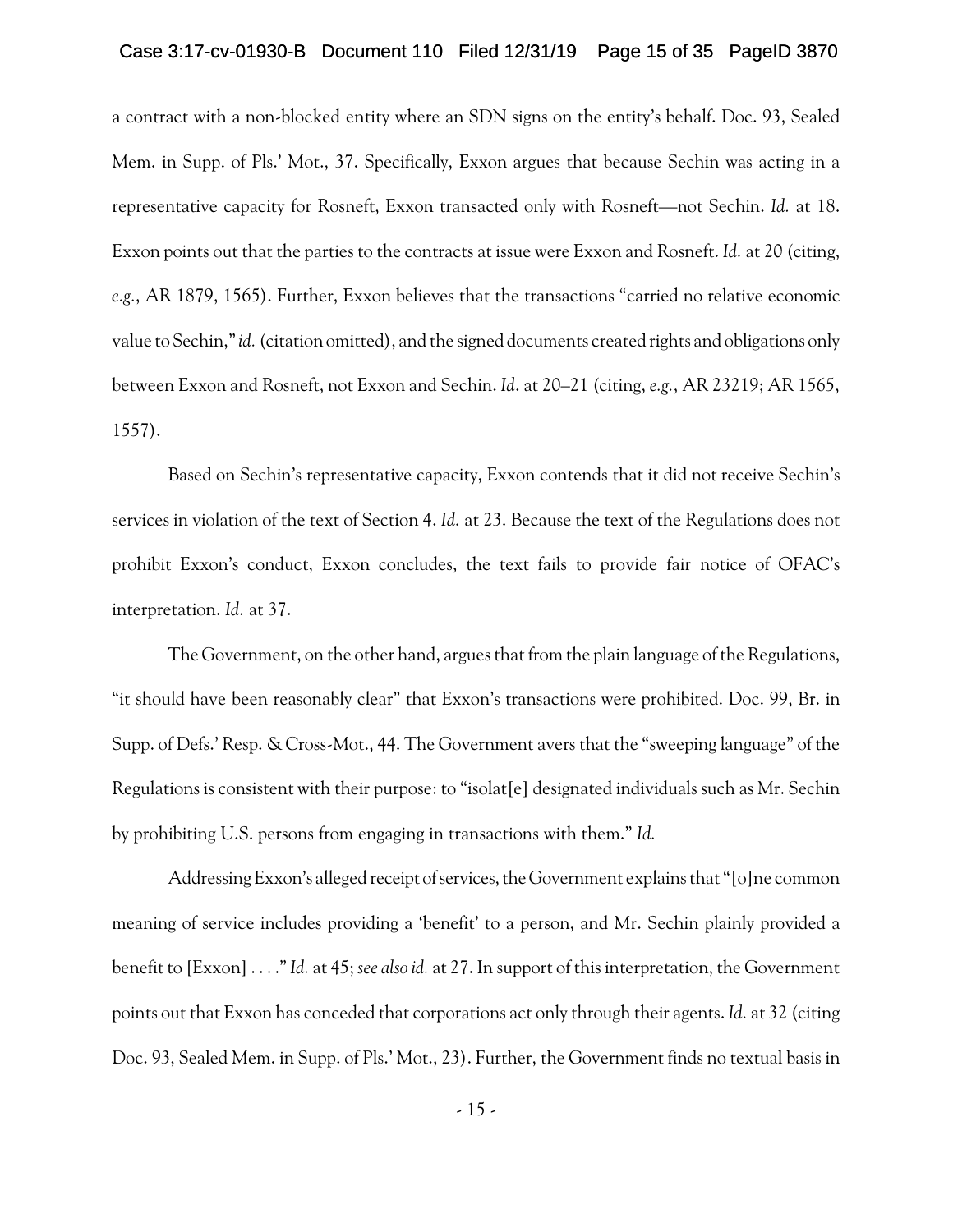a contract with a non-blocked entity where an SDN signs on the entity's behalf. Doc. 93, Sealed Mem. in Supp. of Pls.' Mot., 37. Specifically, Exxon argues that because Sechin was acting in a representative capacity for Rosneft, Exxon transacted only with Rosneft—not Sechin. *Id.* at 18. Exxon points out that the parties to the contracts at issue were Exxon and Rosneft. *Id.* at 20 (citing, *e.g.*, AR 1879, 1565). Further, Exxon believes that the transactions "carried no relative economic value to Sechin," *id.* (citation omitted), and the signed documents created rights and obligations only between Exxon and Rosneft, not Exxon and Sechin. *Id*. at 20–21 (citing, *e.g.*, AR 23219; AR 1565, 1557).

Based on Sechin's representative capacity, Exxon contends that it did not receive Sechin's services in violation of the text of Section 4. *Id.* at 23. Because the text of the Regulations does not prohibit Exxon's conduct, Exxon concludes, the text fails to provide fair notice of OFAC's interpretation. *Id.* at 37.

The Government, on the other hand, argues that from the plain language of the Regulations, "it should have been reasonably clear" that Exxon's transactions were prohibited. Doc. 99, Br. in Supp. of Defs.' Resp. & Cross-Mot., 44. The Government avers that the "sweeping language" of the Regulations is consistent with their purpose: to "isolat[e] designated individuals such as Mr. Sechin by prohibiting U.S. persons from engaging in transactions with them." *Id.*

Addressing Exxon's alleged receipt of services, the Government explains that "[o]ne common meaning of service includes providing a 'benefit' to a person, and Mr. Sechin plainly provided a benefit to [Exxon] . . . ." *Id.* at 45; *see also id.* at 27. In support of this interpretation, the Government points out that Exxon has conceded that corporations act only through their agents. *Id.* at 32 (citing Doc. 93, Sealed Mem. in Supp. of Pls.' Mot., 23). Further, the Government finds no textual basis in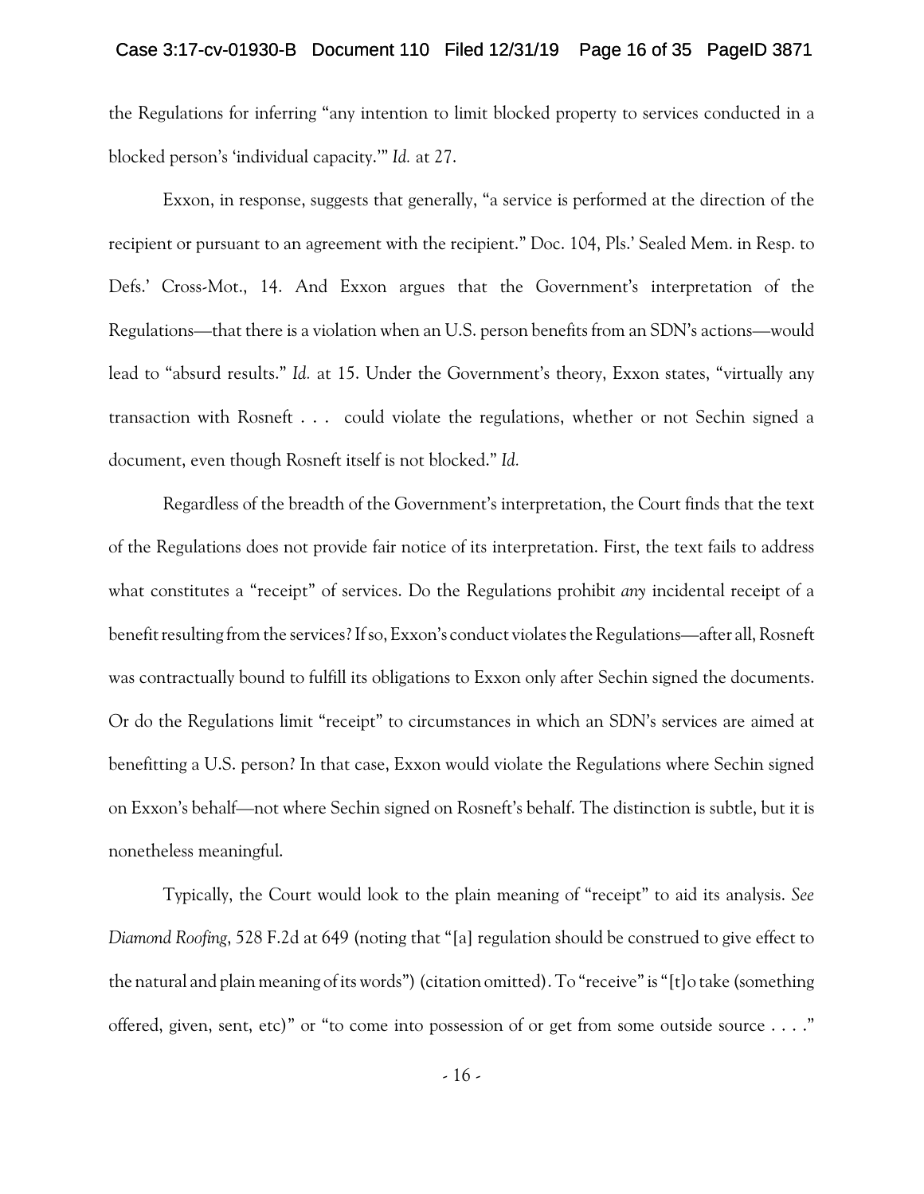the Regulations for inferring "any intention to limit blocked property to services conducted in a blocked person's 'individual capacity.'" *Id.* at 27.

Exxon, in response, suggests that generally, "a service is performed at the direction of the recipient or pursuant to an agreement with the recipient." Doc. 104, Pls.' Sealed Mem. in Resp. to Defs.' Cross-Mot., 14. And Exxon argues that the Government's interpretation of the Regulations—that there is a violation when an U.S. person benefits from an SDN's actions—would lead to "absurd results." *Id.* at 15. Under the Government's theory, Exxon states, "virtually any transaction with Rosneft . . . could violate the regulations, whether or not Sechin signed a document, even though Rosneft itself is not blocked." *Id.*

Regardless of the breadth of the Government's interpretation, the Court finds that the text of the Regulations does not provide fair notice of its interpretation. First, the text fails to address what constitutes a "receipt" of services. Do the Regulations prohibit *any* incidental receipt of a benefit resulting from the services? If so, Exxon's conduct violates the Regulations—after all, Rosneft was contractually bound to fulfill its obligations to Exxon only after Sechin signed the documents. Or do the Regulations limit "receipt" to circumstances in which an SDN's services are aimed at benefitting a U.S. person? In that case, Exxon would violate the Regulations where Sechin signed on Exxon's behalf—not where Sechin signed on Rosneft's behalf. The distinction is subtle, but it is nonetheless meaningful.

Typically, the Court would look to the plain meaning of "receipt" to aid its analysis. *See Diamond Roofing*, 528 F.2d at 649 (noting that "[a] regulation should be construed to give effect to the natural and plain meaning of its words") (citation omitted). To "receive" is "[t]o take (something offered, given, sent, etc)" or "to come into possession of or get from some outside source . . . ."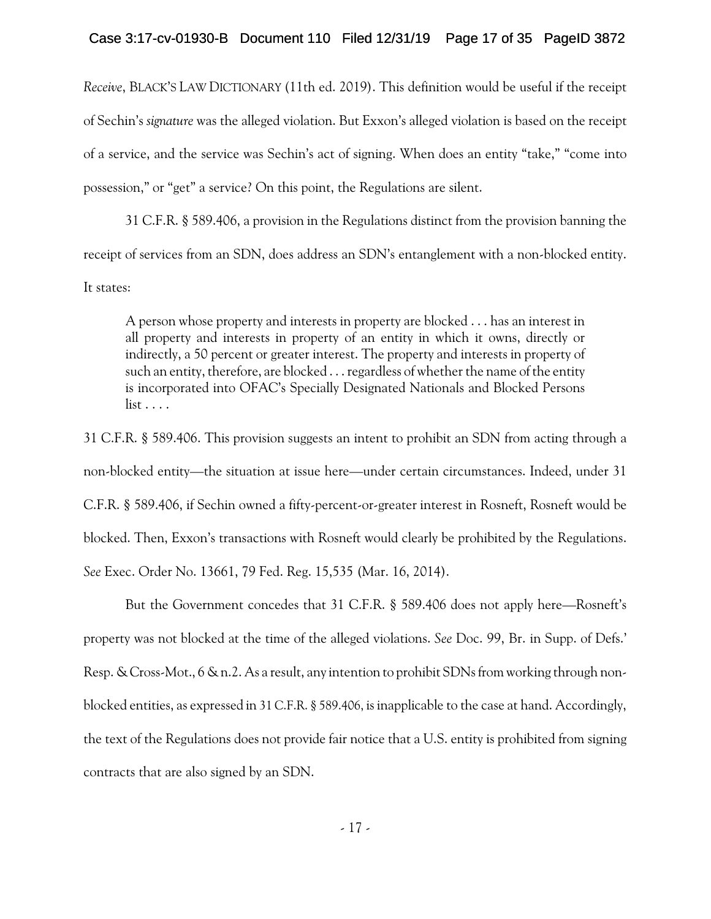*Receive*, BLACK'S LAW DICTIONARY (11th ed. 2019). This definition would be useful if the receipt of Sechin's *signature* was the alleged violation. But Exxon's alleged violation is based on the receipt of a service, and the service was Sechin's act of signing. When does an entity "take," "come into possession," or "get" a service? On this point, the Regulations are silent.

31 C.F.R. § 589.406, a provision in the Regulations distinct from the provision banning the receipt of services from an SDN, does address an SDN's entanglement with a non-blocked entity. It states:

> A person whose property and interests in property are blocked . . . has an interest in all property and interests in property of an entity in which it owns, directly or indirectly, a 50 percent or greater interest. The property and interests in property of such an entity, therefore, are blocked . . . regardless of whether the name of the entity is incorporated into OFAC's Specially Designated Nationals and Blocked Persons list . . . .

31 C.F.R. § 589.406. This provision suggests an intent to prohibit an SDN from acting through a non-blocked entity—the situation at issue here—under certain circumstances. Indeed, under 31 C.F.R. § 589.406, if Sechin owned a fifty-percent-or-greater interest in Rosneft, Rosneft would be blocked. Then, Exxon's transactions with Rosneft would clearly be prohibited by the Regulations. *See* Exec. Order No. 13661, 79 Fed. Reg. 15,535 (Mar. 16, 2014).

But the Government concedes that 31 C.F.R. § 589.406 does not apply here—Rosneft's property was not blocked at the time of the alleged violations. *See* Doc. 99, Br. in Supp. of Defs.' Resp. & Cross-Mot., 6 & n.2. As a result, any intention to prohibit SDNs from working through non-blocked entities, as expressed in 31 C.F.R. § 589.406, is inapplicable to the case at hand. Accordingly, the text of the Regulations does not provide fair notice that a U.S. entity is prohibited from signing contracts that are also signed by an SDN.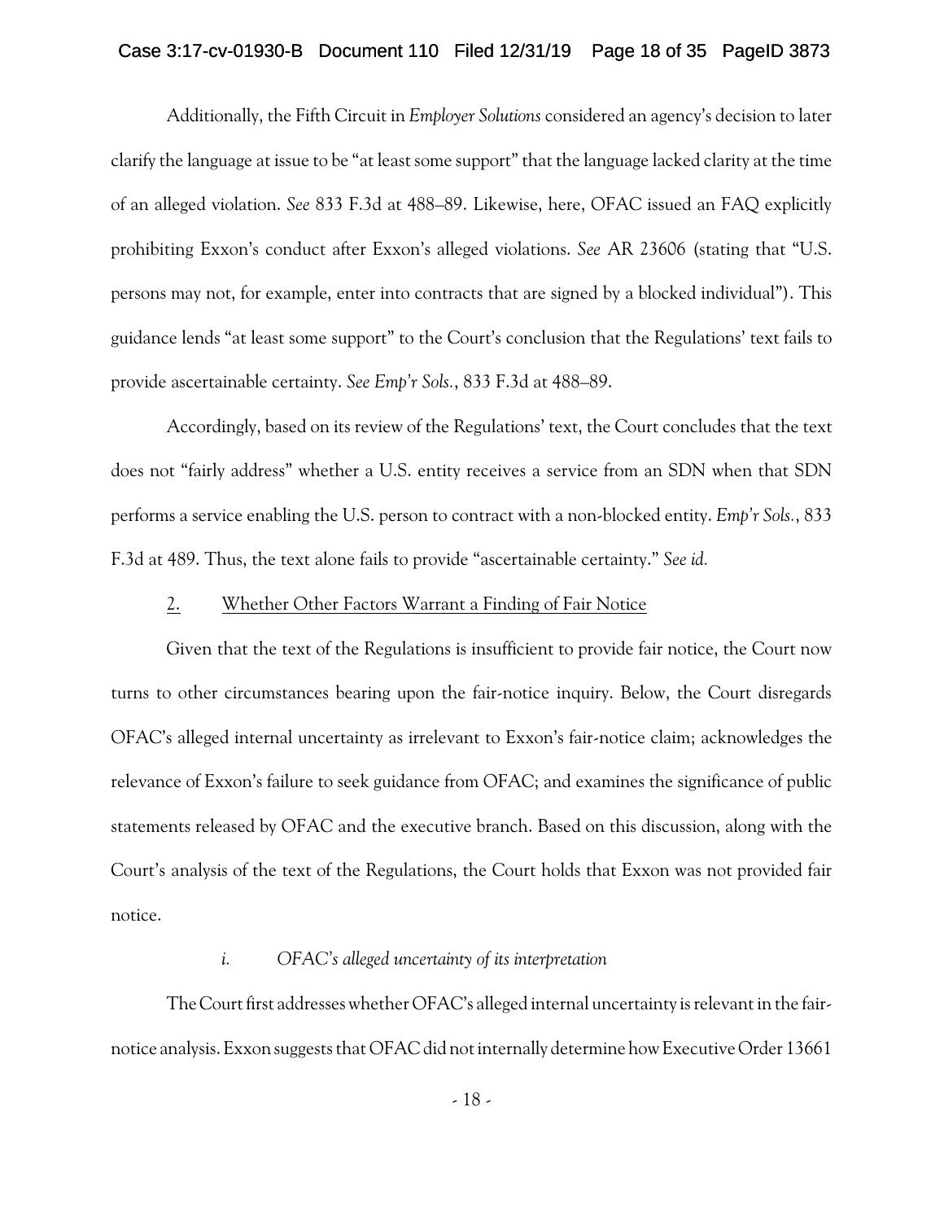Additionally, the Fifth Circuit in *Employer Solutions* considered an agency's decision to later clarify the language at issue to be "at least some support" that the language lacked clarity at the time of an alleged violation. *See* 833 F.3d at 488–89. Likewise, here, OFAC issued an FAQ explicitly prohibiting Exxon's conduct after Exxon's alleged violations. *See* AR 23606 (stating that "U.S. persons may not, for example, enter into contracts that are signed by a blocked individual"). This guidance lends "at least some support" to the Court's conclusion that the Regulations' text fails to provide ascertainable certainty. *See Emp'r Sols.*, 833 F.3d at 488–89.

Accordingly, based on its review of the Regulations' text, the Court concludes that the text does not "fairly address" whether a U.S. entity receives a service from an SDN when that SDN performs a service enabling the U.S. person to contract with a non-blocked entity. *Emp'r Sols.*, 833 F.3d at 489. Thus, the text alone fails to provide "ascertainable certainty." *See id.*

2. Whether Other Factors Warrant a Finding of Fair Notice

Given that the text of the Regulations is insufficient to provide fair notice, the Court now turns to other circumstances bearing upon the fair-notice inquiry. Below, the Court disregards OFAC's alleged internal uncertainty as irrelevant to Exxon's fair-notice claim; acknowledges the relevance of Exxon's failure to seek guidance from OFAC; and examines the significance of public statements released by OFAC and the executive branch. Based on this discussion, along with the Court's analysis of the text of the Regulations, the Court holds that Exxon was not provided fair notice.

*i. OFAC's alleged uncertainty of its interpretation*

The Court first addresses whether OFAC's alleged internal uncertainty is relevant in the fair-notice analysis. Exxon suggests that OFAC did not internally determine how Executive Order 13661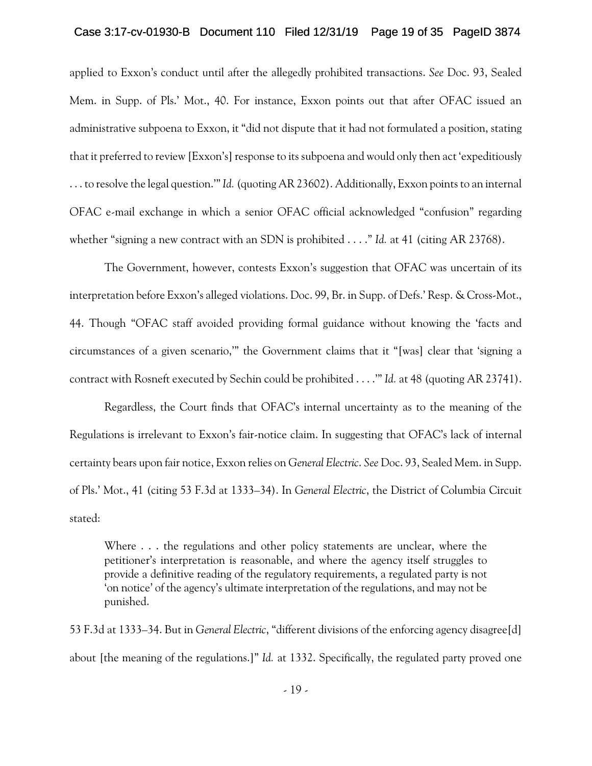applied to Exxon's conduct until after the allegedly prohibited transactions. *See* Doc. 93, Sealed Mem. in Supp. of Pls.' Mot., 40. For instance, Exxon points out that after OFAC issued an administrative subpoena to Exxon, it "did not dispute that it had not formulated a position, stating that it preferred to review [Exxon's] response to its subpoena and would only then act 'expeditiously . . . to resolve the legal question.'" *Id.* (quoting AR 23602). Additionally, Exxon points to an internal OFAC e-mail exchange in which a senior OFAC official acknowledged "confusion" regarding whether "signing a new contract with an SDN is prohibited . . . ." *Id.* at 41 (citing AR 23768).

The Government, however, contests Exxon's suggestion that OFAC was uncertain of its interpretation before Exxon's alleged violations. Doc. 99, Br. in Supp. of Defs.' Resp. & Cross-Mot., 44. Though "OFAC staff avoided providing formal guidance without knowing the 'facts and circumstances of a given scenario,'" the Government claims that it "[was] clear that 'signing a contract with Rosneft executed by Sechin could be prohibited . . . .'" *Id.* at 48 (quoting AR 23741).

Regardless, the Court finds that OFAC's internal uncertainty as to the meaning of the Regulations is irrelevant to Exxon's fair-notice claim. In suggesting that OFAC's lack of internal certainty bears upon fair notice, Exxon relies on *General Electric*. *See* Doc. 93, Sealed Mem. in Supp. of Pls.' Mot., 41 (citing 53 F.3d at 1333–34). In *General Electric*, the District of Columbia Circuit stated:

> Where . . . the regulations and other policy statements are unclear, where the petitioner's interpretation is reasonable, and where the agency itself struggles to provide a definitive reading of the regulatory requirements, a regulated party is not 'on notice' of the agency's ultimate interpretation of the regulations, and may not be punished.

53 F.3d at 1333–34. But in *General Electric*, "different divisions of the enforcing agency disagree[d] about [the meaning of the regulations.]" *Id.* at 1332. Specifically, the regulated party proved one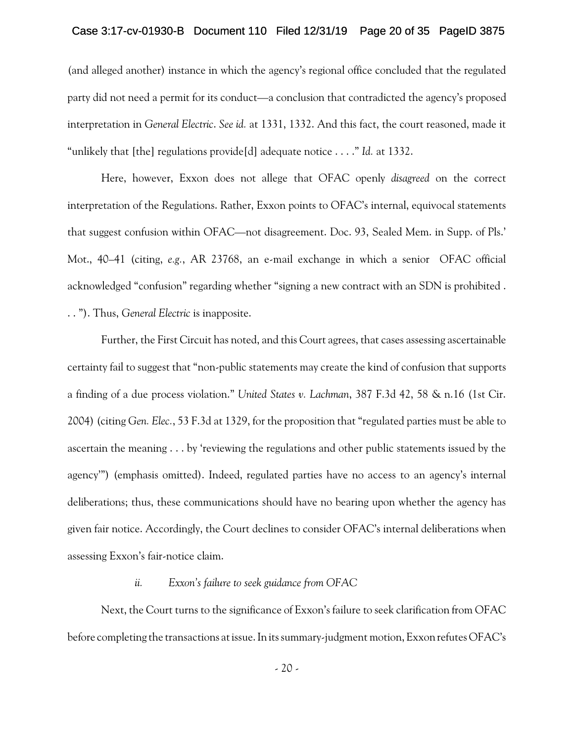(and alleged another) instance in which the agency's regional office concluded that the regulated party did not need a permit for its conduct—a conclusion that contradicted the agency's proposed interpretation in *General Electric*. *See id.* at 1331, 1332. And this fact, the court reasoned, made it "unlikely that [the] regulations provide[d] adequate notice . . . ." *Id.* at 1332.

Here, however, Exxon does not allege that OFAC openly *disagreed* on the correct interpretation of the Regulations. Rather, Exxon points to OFAC's internal, equivocal statements that suggest confusion within OFAC—not disagreement. Doc. 93, Sealed Mem. in Supp. of Pls.' Mot., 40–41 (citing, *e.g.*, AR 23768, an e-mail exchange in which a senior OFAC official acknowledged "confusion" regarding whether "signing a new contract with an SDN is prohibited . . . "). Thus, *General Electric* is inapposite.

Further, the First Circuit has noted, and this Court agrees, that cases assessing ascertainable certainty fail to suggest that "non-public statements may create the kind of confusion that supports a finding of a due process violation." *United States v. Lachman*, 387 F.3d 42, 58 & n.16 (1st Cir. 2004) (citing *Gen. Elec.*, 53 F.3d at 1329, for the proposition that "regulated parties must be able to ascertain the meaning . . . by 'reviewing the regulations and other public statements issued by the agency'") (emphasis omitted). Indeed, regulated parties have no access to an agency's internal deliberations; thus, these communications should have no bearing upon whether the agency has given fair notice. Accordingly, the Court declines to consider OFAC's internal deliberations when assessing Exxon's fair-notice claim.

*ii. Exxon's failure to seek guidance from OFAC*

Next, the Court turns to the significance of Exxon's failure to seek clarification from OFAC before completing the transactions at issue. In its summary-judgment motion, Exxon refutes OFAC's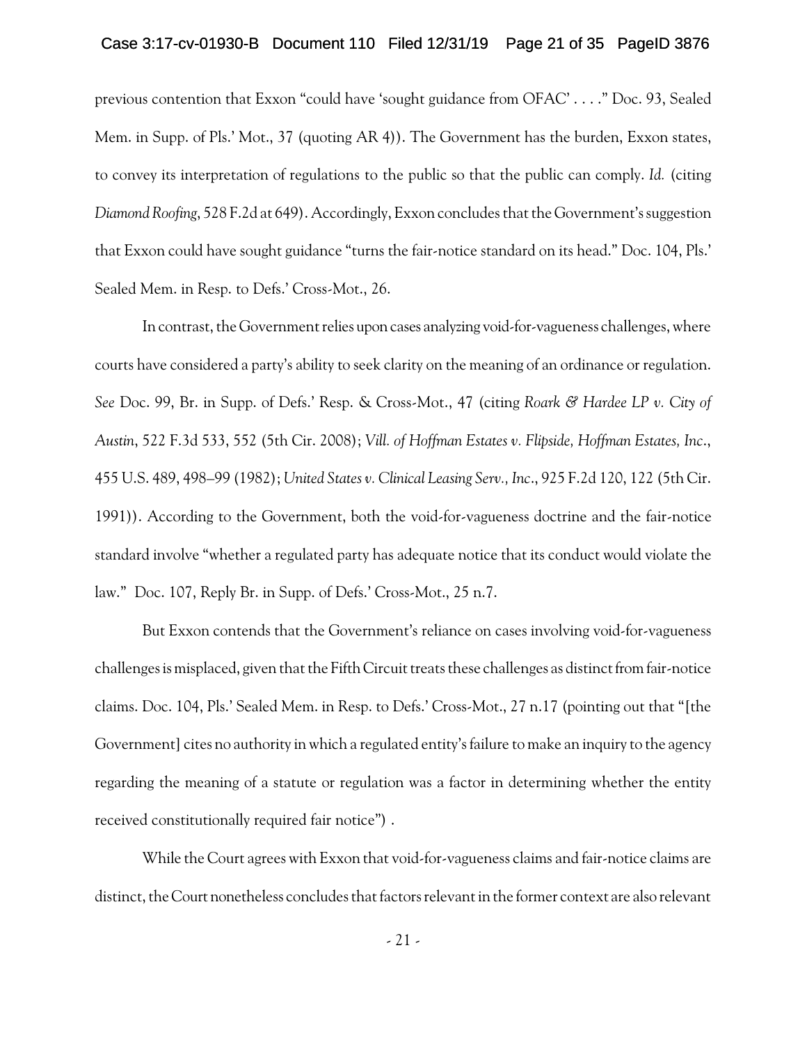previous contention that Exxon "could have 'sought guidance from OFAC' . . . ." Doc. 93, Sealed Mem. in Supp. of Pls.' Mot., 37 (quoting AR 4)). The Government has the burden, Exxon states, to convey its interpretation of regulations to the public so that the public can comply. *Id.* (citing *Diamond Roofing*, 528 F.2d at 649). Accordingly, Exxon concludes that the Government's suggestion that Exxon could have sought guidance "turns the fair-notice standard on its head." Doc. 104, Pls.' Sealed Mem. in Resp. to Defs.' Cross-Mot., 26.

In contrast, the Government relies upon cases analyzing void-for-vagueness challenges, where courts have considered a party's ability to seek clarity on the meaning of an ordinance or regulation. *See* Doc. 99, Br. in Supp. of Defs.' Resp. & Cross-Mot., 47 (citing *Roark & Hardee LP v. City of Austin*, 522 F.3d 533, 552 (5th Cir. 2008); *Vill. of Hoffman Estates v. Flipside, Hoffman Estates, Inc.*, 455 U.S. 489, 498–99 (1982); *United States v. Clinical Leasing Serv., Inc.*, 925 F.2d 120, 122 (5th Cir. 1991)). According to the Government, both the void-for-vagueness doctrine and the fair-notice standard involve "whether a regulated party has adequate notice that its conduct would violate the law." Doc. 107, Reply Br. in Supp. of Defs.' Cross-Mot., 25 n.7.

But Exxon contends that the Government's reliance on cases involving void-for-vagueness challenges is misplaced, given that the Fifth Circuit treats these challenges as distinct from fair-notice claims. Doc. 104, Pls.' Sealed Mem. in Resp. to Defs.' Cross-Mot., 27 n.17 (pointing out that "[the Government] cites no authority in which a regulated entity's failure to make an inquiry to the agency regarding the meaning of a statute or regulation was a factor in determining whether the entity received constitutionally required fair notice") .

While the Court agrees with Exxon that void-for-vagueness claims and fair-notice claims are distinct, the Court nonetheless concludes that factors relevant in the former context are also relevant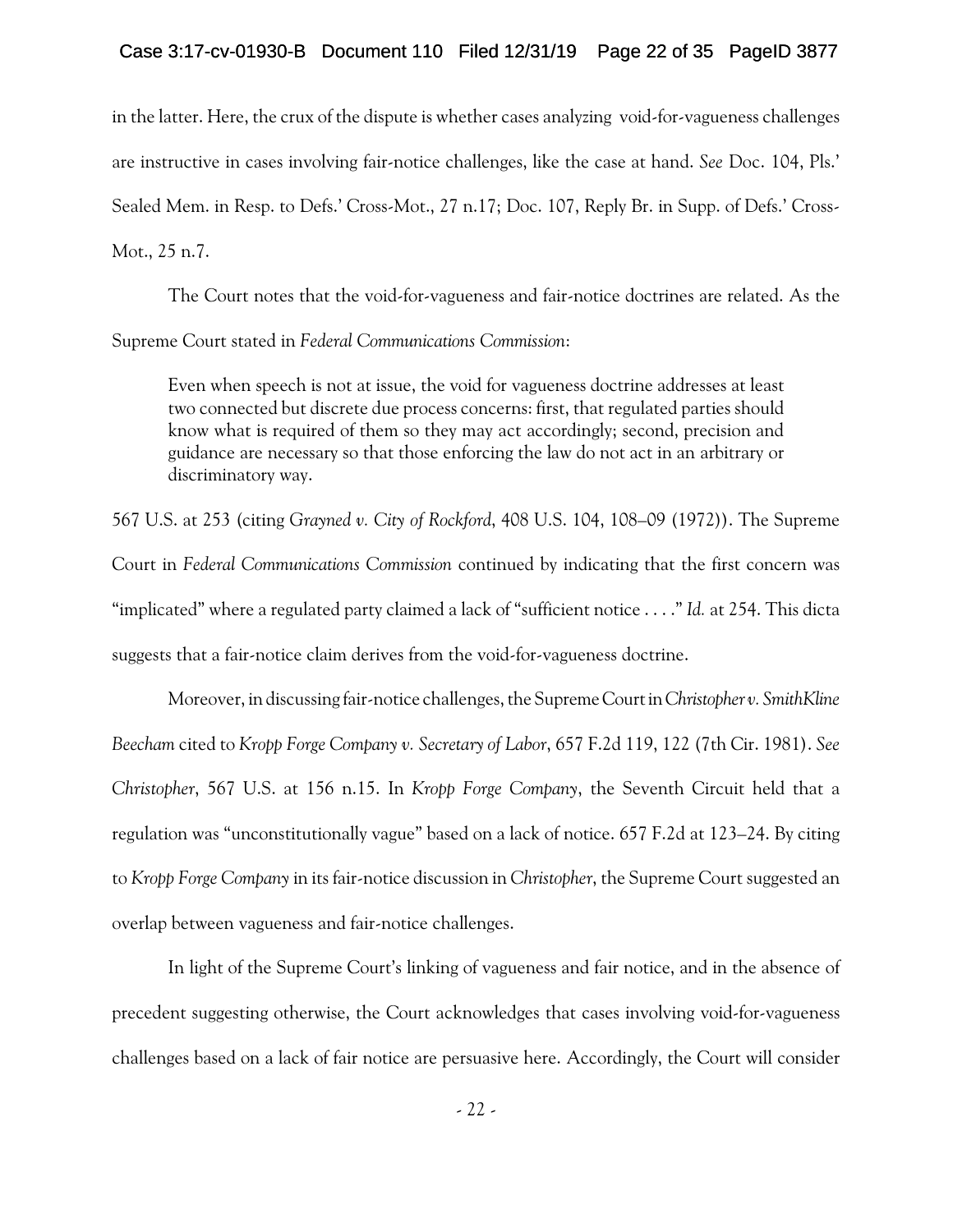in the latter. Here, the crux of the dispute is whether cases analyzing void-for-vagueness challenges are instructive in cases involving fair-notice challenges, like the case at hand. *See* Doc. 104, Pls.' Sealed Mem. in Resp. to Defs.' Cross-Mot., 27 n.17; Doc. 107, Reply Br. in Supp. of Defs.' Cross-Mot., 25 n.7.

The Court notes that the void-for-vagueness and fair-notice doctrines are related. As the Supreme Court stated in *Federal Communications Commission*:

> Even when speech is not at issue, the void for vagueness doctrine addresses at least two connected but discrete due process concerns: first, that regulated parties should know what is required of them so they may act accordingly; second, precision and guidance are necessary so that those enforcing the law do not act in an arbitrary or discriminatory way.

567 U.S. at 253 (citing *Grayned v. City of Rockford*, 408 U.S. 104, 108–09 (1972)). The Supreme Court in *Federal Communications Commission* continued by indicating that the first concern was "implicated" where a regulated party claimed a lack of "sufficient notice . . . ." *Id.* at 254. This dicta suggests that a fair-notice claim derives from the void-for-vagueness doctrine.

Moreover, in discussing fair-notice challenges, the Supreme Court in *Christopher v. SmithKline Beecham* cited to *Kropp Forge Company v. Secretary of Labor*, 657 F.2d 119, 122 (7th Cir. 1981). *See Christopher*, 567 U.S. at 156 n.15. In *Kropp Forge Company*, the Seventh Circuit held that a regulation was "unconstitutionally vague" based on a lack of notice. 657 F.2d at 123–24. By citing to *Kropp Forge Company* in its fair-notice discussion in *Christopher*, the Supreme Court suggested an overlap between vagueness and fair-notice challenges.

In light of the Supreme Court's linking of vagueness and fair notice, and in the absence of precedent suggesting otherwise, the Court acknowledges that cases involving void-for-vagueness challenges based on a lack of fair notice are persuasive here. Accordingly, the Court will consider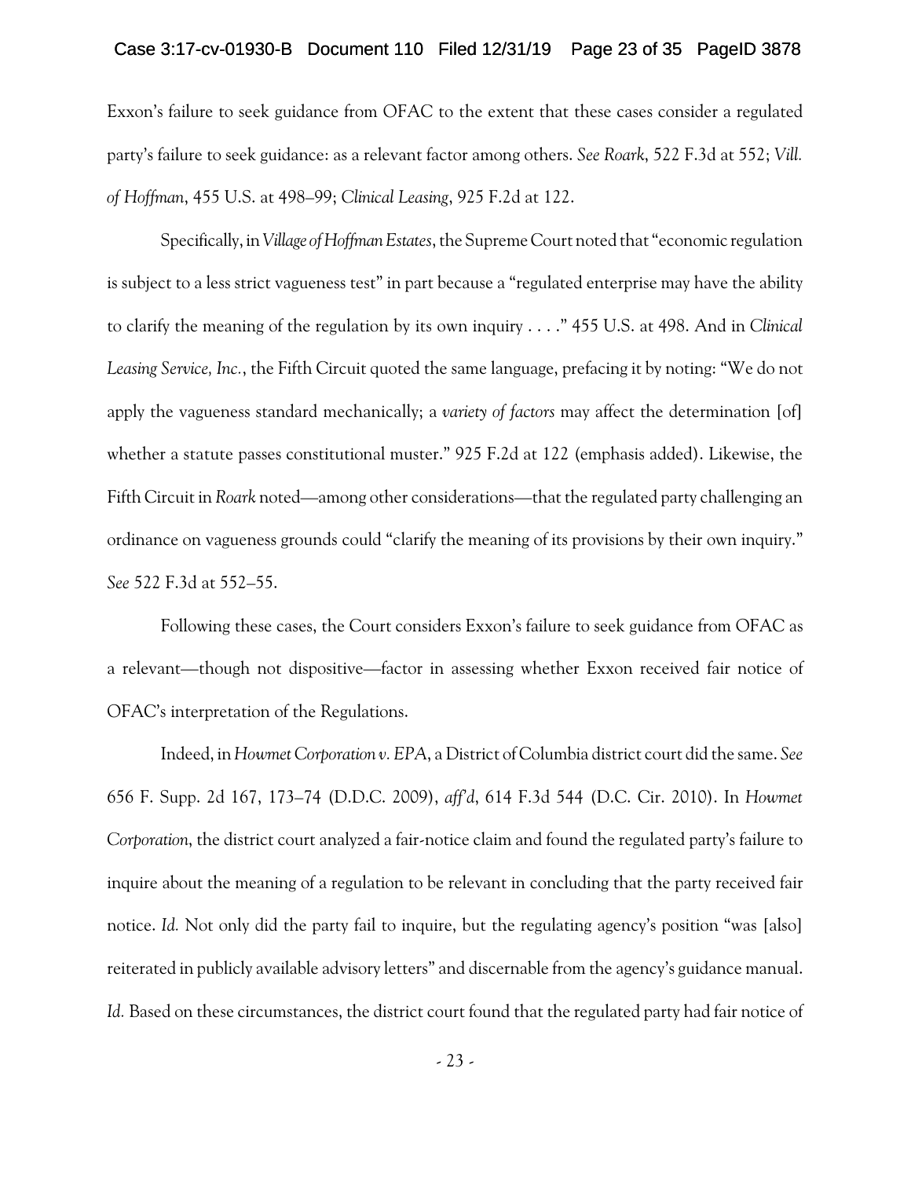Exxon's failure to seek guidance from OFAC to the extent that these cases consider a regulated party's failure to seek guidance: as a relevant factor among others. *See Roark*, 522 F.3d at 552; *Vill. of Hoffman*, 455 U.S. at 498–99; *Clinical Leasing*, 925 F.2d at 122.

Specifically, in *Village of Hoffman Estates*, the Supreme Court noted that "economic regulation is subject to a less strict vagueness test" in part because a "regulated enterprise may have the ability to clarify the meaning of the regulation by its own inquiry . . . ." 455 U.S. at 498. And in *Clinical Leasing Service, Inc.*, the Fifth Circuit quoted the same language, prefacing it by noting: "We do not apply the vagueness standard mechanically; a *variety of factors* may affect the determination [of] whether a statute passes constitutional muster." 925 F.2d at 122 (emphasis added). Likewise, the Fifth Circuit in *Roark* noted—among other considerations—that the regulated party challenging an ordinance on vagueness grounds could "clarify the meaning of its provisions by their own inquiry." *See* 522 F.3d at 552–55.

Following these cases, the Court considers Exxon's failure to seek guidance from OFAC as a relevant—though not dispositive—factor in assessing whether Exxon received fair notice of OFAC's interpretation of the Regulations.

Indeed, in *Howmet Corporation v. EPA*, a District of Columbia district court did the same. *See* 656 F. Supp. 2d 167, 173–74 (D.D.C. 2009), *aff'd*, 614 F.3d 544 (D.C. Cir. 2010). In *Howmet Corporation*, the district court analyzed a fair-notice claim and found the regulated party's failure to inquire about the meaning of a regulation to be relevant in concluding that the party received fair notice. *Id.* Not only did the party fail to inquire, but the regulating agency's position "was [also] reiterated in publicly available advisory letters" and discernable from the agency's guidance manual. *Id.* Based on these circumstances, the district court found that the regulated party had fair notice of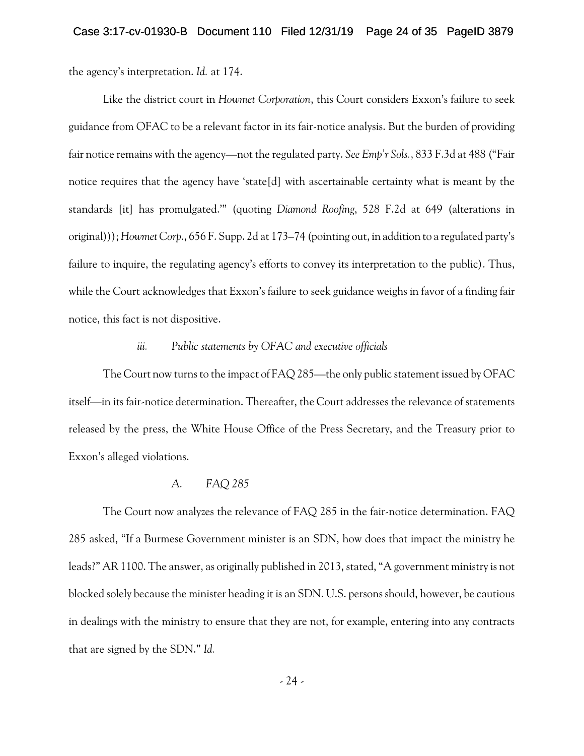the agency's interpretation. *Id.* at 174.

Like the district court in *Howmet Corporation*, this Court considers Exxon's failure to seek guidance from OFAC to be a relevant factor in its fair-notice analysis. But the burden of providing fair notice remains with the agency—not the regulated party. *See Emp'r Sols.*, 833 F.3d at 488 ("Fair notice requires that the agency have 'state[d] with ascertainable certainty what is meant by the standards [it] has promulgated.'" (quoting *Diamond Roofing*, 528 F.2d at 649 (alterations in original))); *Howmet Corp.*, 656 F. Supp. 2d at 173–74 (pointing out, in addition to a regulated party's failure to inquire, the regulating agency's efforts to convey its interpretation to the public). Thus, while the Court acknowledges that Exxon's failure to seek guidance weighs in favor of a finding fair notice, this fact is not dispositive.

#### *iii. Public statements by OFAC and executive officials*

The Court now turns to the impact of FAQ 285—the only public statement issued by OFAC itself—in its fair-notice determination. Thereafter, the Court addresses the relevance of statements released by the press, the White House Office of the Press Secretary, and the Treasury prior to Exxon's alleged violations.

##### *A. FAQ 285*

The Court now analyzes the relevance of FAQ 285 in the fair-notice determination. FAQ 285 asked, "If a Burmese Government minister is an SDN, how does that impact the ministry he leads?" AR 1100. The answer, as originally published in 2013, stated, "A government ministry is not blocked solely because the minister heading it is an SDN. U.S. persons should, however, be cautious in dealings with the ministry to ensure that they are not, for example, entering into any contracts that are signed by the SDN." *Id.*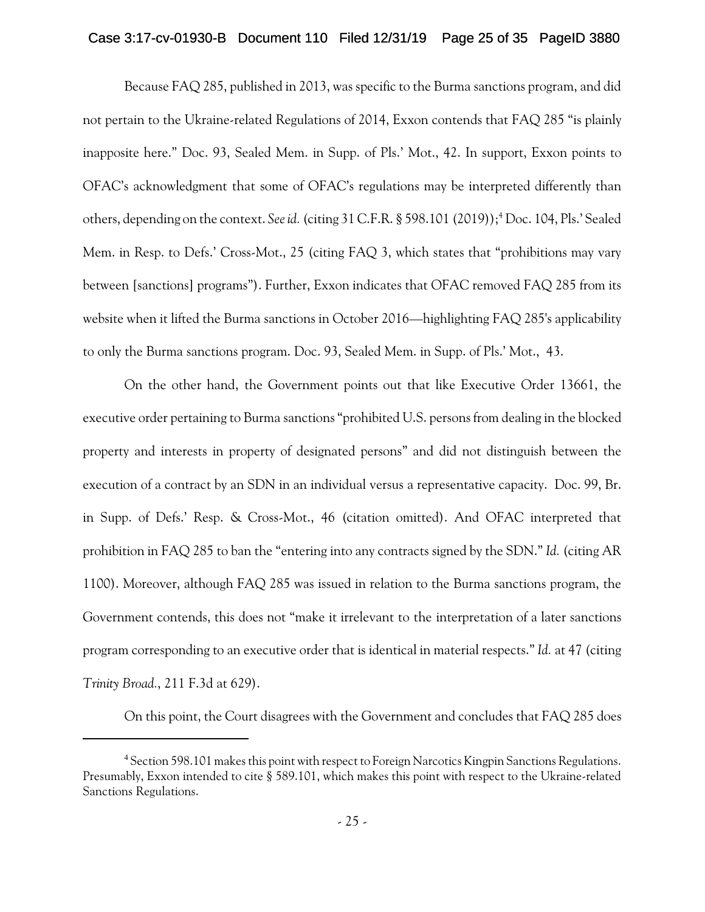Because FAQ 285, published in 2013, was specific to the Burma sanctions program, and did not pertain to the Ukraine-related Regulations of 2014, Exxon contends that FAQ 285 "is plainly inapposite here." Doc. 93, Sealed Mem. in Supp. of Pls.' Mot., 42. In support, Exxon points to OFAC's acknowledgment that some of OFAC's regulations may be interpreted differently than others, depending on the context. *See id.* (citing 31 C.F.R. § 598.101 (2019));[4] Doc. 104, Pls.' Sealed Mem. in Resp. to Defs.' Cross-Mot., 25 (citing FAQ 3, which states that "prohibitions may vary between [sanctions] programs"). Further, Exxon indicates that OFAC removed FAQ 285 from its website when it lifted the Burma sanctions in October 2016—highlighting FAQ 285's applicability to only the Burma sanctions program. Doc. 93, Sealed Mem. in Supp. of Pls.' Mot., 43.

On the other hand, the Government points out that like Executive Order 13661, the executive order pertaining to Burma sanctions "prohibited U.S. persons from dealing in the blocked property and interests in property of designated persons" and did not distinguish between the execution of a contract by an SDN in an individual versus a representative capacity. Doc. 99, Br. in Supp. of Defs.' Resp. & Cross-Mot., 46 (citation omitted). And OFAC interpreted that prohibition in FAQ 285 to ban the "entering into any contracts signed by the SDN." *Id.* (citing AR 1100). Moreover, although FAQ 285 was issued in relation to the Burma sanctions program, the Government contends, this does not "make it irrelevant to the interpretation of a later sanctions program corresponding to an executive order that is identical in material respects." *Id.* at 47 (citing *Trinity Broad.*, 211 F.3d at 629).

On this point, the Court disagrees with the Government and concludes that FAQ 285 does

---

[4] Section 598.101 makes this point with respect to Foreign Narcotics Kingpin Sanctions Regulations. Presumably, Exxon intended to cite § 589.101, which makes this point with respect to the Ukraine-related Sanctions Regulations.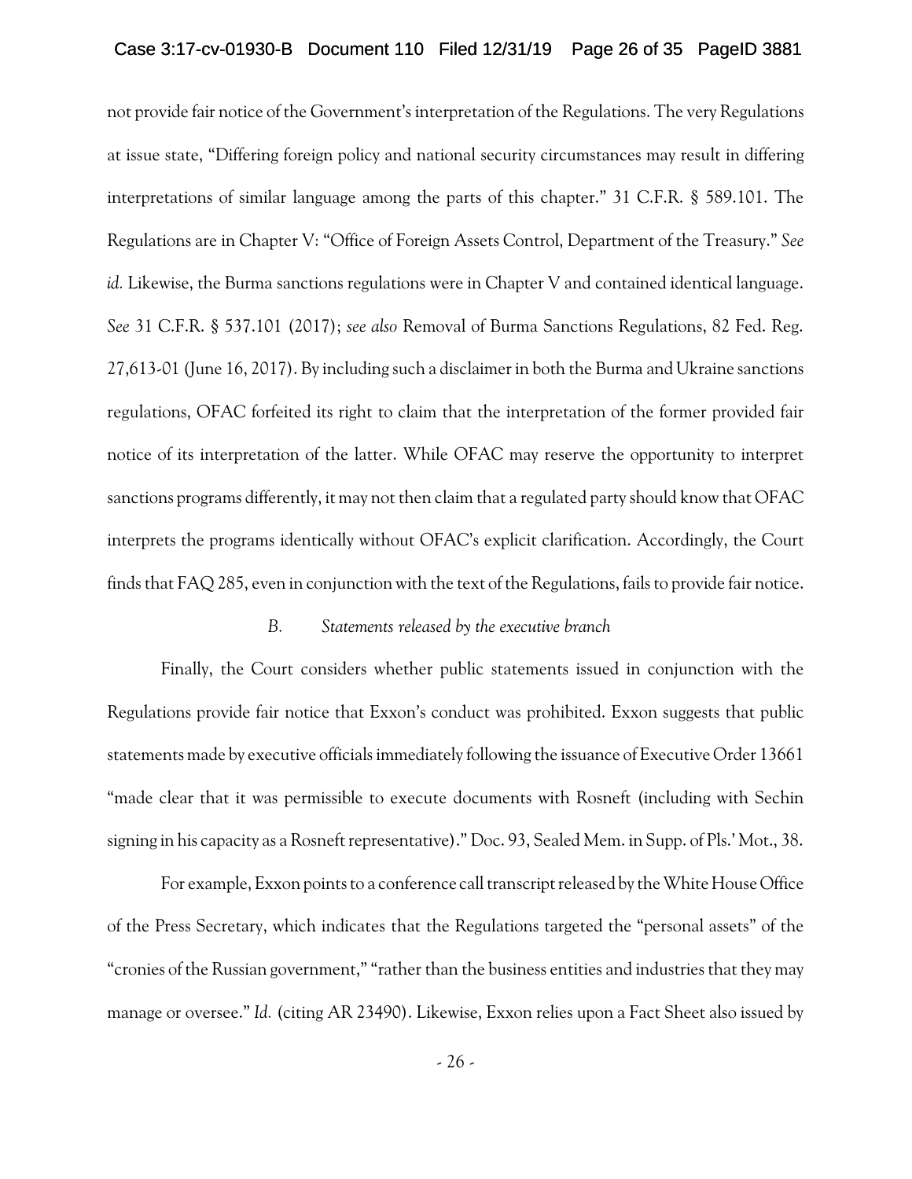not provide fair notice of the Government's interpretation of the Regulations. The very Regulations at issue state, "Differing foreign policy and national security circumstances may result in differing interpretations of similar language among the parts of this chapter." 31 C.F.R. § 589.101. The Regulations are in Chapter V: "Office of Foreign Assets Control, Department of the Treasury." *See id.* Likewise, the Burma sanctions regulations were in Chapter V and contained identical language. *See* 31 C.F.R. § 537.101 (2017); *see also* Removal of Burma Sanctions Regulations, 82 Fed. Reg. 27,613-01 (June 16, 2017). By including such a disclaimer in both the Burma and Ukraine sanctions regulations, OFAC forfeited its right to claim that the interpretation of the former provided fair notice of its interpretation of the latter. While OFAC may reserve the opportunity to interpret sanctions programs differently, it may not then claim that a regulated party should know that OFAC interprets the programs identically without OFAC's explicit clarification. Accordingly, the Court finds that FAQ 285, even in conjunction with the text of the Regulations, fails to provide fair notice.

### *B. Statements released by the executive branch*

Finally, the Court considers whether public statements issued in conjunction with the Regulations provide fair notice that Exxon's conduct was prohibited. Exxon suggests that public statements made by executive officials immediately following the issuance of Executive Order 13661 "made clear that it was permissible to execute documents with Rosneft (including with Sechin signing in his capacity as a Rosneft representative)." Doc. 93, Sealed Mem. in Supp. of Pls.' Mot., 38.

For example, Exxon points to a conference call transcript released by the White House Office of the Press Secretary, which indicates that the Regulations targeted the "personal assets" of the "cronies of the Russian government," "rather than the business entities and industries that they may manage or oversee." *Id.* (citing AR 23490). Likewise, Exxon relies upon a Fact Sheet also issued by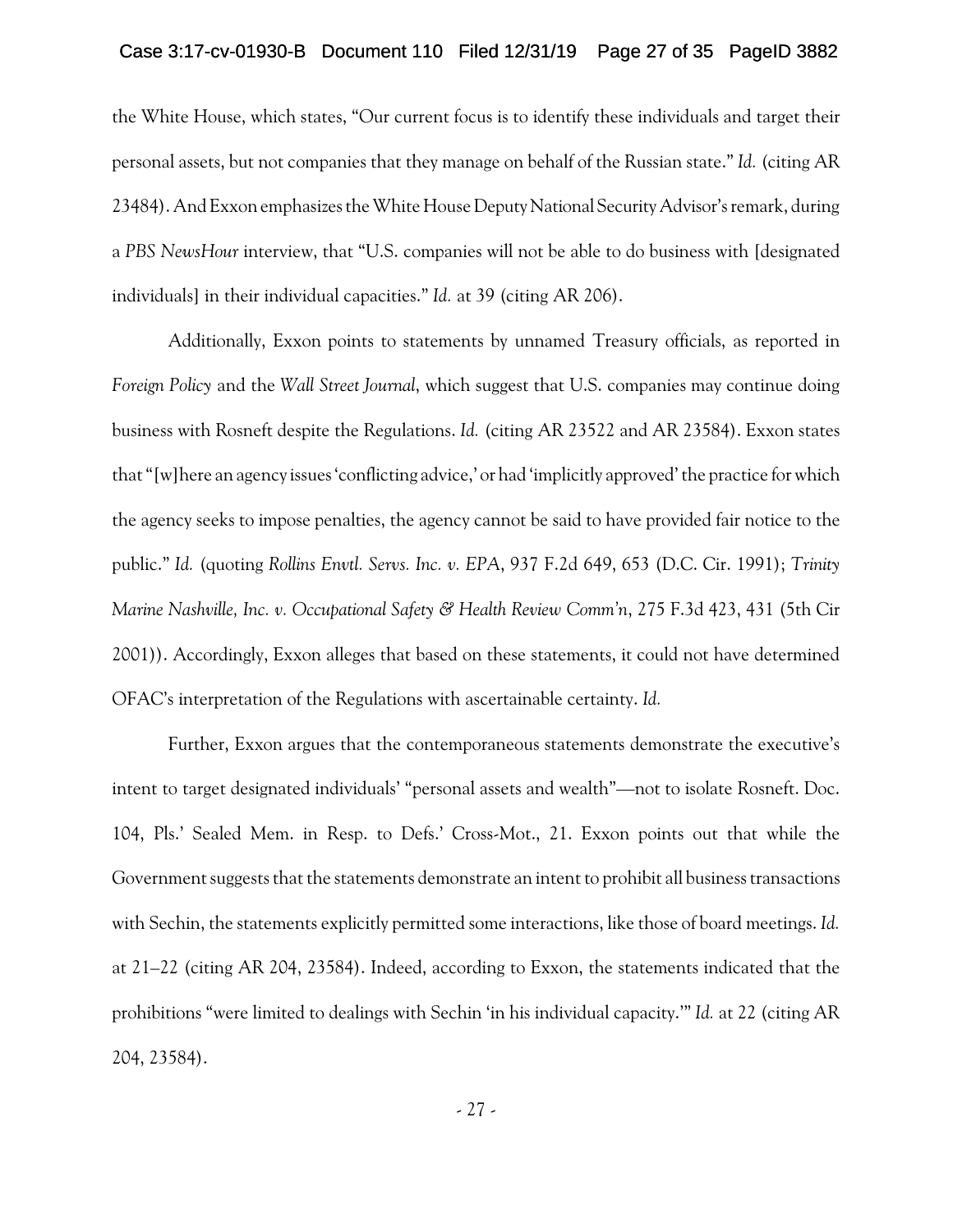the White House, which states, "Our current focus is to identify these individuals and target their personal assets, but not companies that they manage on behalf of the Russian state." *Id.* (citing AR 23484). And Exxon emphasizes the White House Deputy National Security Advisor's remark, during a *PBS NewsHour* interview, that "U.S. companies will not be able to do business with [designated individuals] in their individual capacities." *Id.* at 39 (citing AR 206).

Additionally, Exxon points to statements by unnamed Treasury officials, as reported in *Foreign Policy* and the *Wall Street Journal*, which suggest that U.S. companies may continue doing business with Rosneft despite the Regulations. *Id.* (citing AR 23522 and AR 23584). Exxon states that "[w]here an agency issues 'conflicting advice,' or had 'implicitly approved' the practice for which the agency seeks to impose penalties, the agency cannot be said to have provided fair notice to the public." *Id.* (quoting *Rollins Envtl. Servs. Inc. v. EPA*, 937 F.2d 649, 653 (D.C. Cir. 1991); *Trinity Marine Nashville, Inc. v. Occupational Safety & Health Review Comm'n*, 275 F.3d 423, 431 (5th Cir 2001)). Accordingly, Exxon alleges that based on these statements, it could not have determined OFAC's interpretation of the Regulations with ascertainable certainty. *Id.*

Further, Exxon argues that the contemporaneous statements demonstrate the executive's intent to target designated individuals' "personal assets and wealth"—not to isolate Rosneft. Doc. 104, Pls.' Sealed Mem. in Resp. to Defs.' Cross-Mot., 21. Exxon points out that while the Government suggests that the statements demonstrate an intent to prohibit all business transactions with Sechin, the statements explicitly permitted some interactions, like those of board meetings. *Id.* at 21–22 (citing AR 204, 23584). Indeed, according to Exxon, the statements indicated that the prohibitions "were limited to dealings with Sechin 'in his individual capacity.'" *Id.* at 22 (citing AR 204, 23584).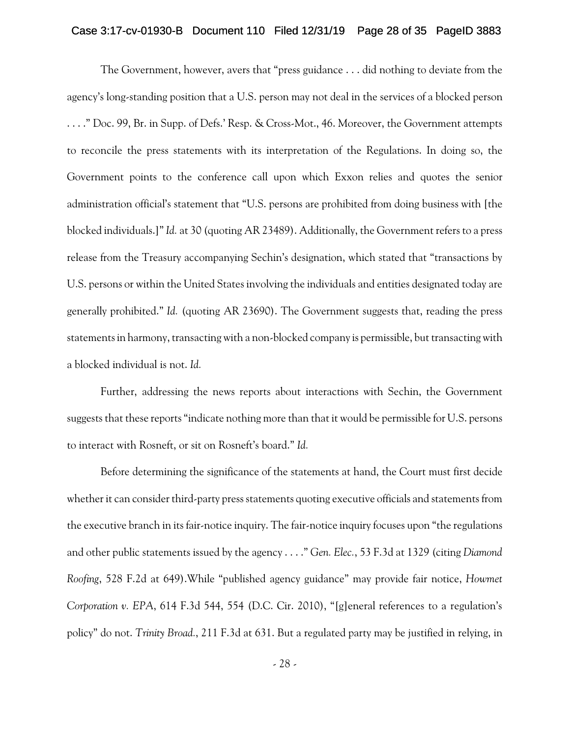The Government, however, avers that "press guidance . . . did nothing to deviate from the agency's long-standing position that a U.S. person may not deal in the services of a blocked person . . . ." Doc. 99, Br. in Supp. of Defs.' Resp. & Cross-Mot., 46. Moreover, the Government attempts to reconcile the press statements with its interpretation of the Regulations. In doing so, the Government points to the conference call upon which Exxon relies and quotes the senior administration official's statement that "U.S. persons are prohibited from doing business with [the blocked individuals.]" *Id.* at 30 (quoting AR 23489). Additionally, the Government refers to a press release from the Treasury accompanying Sechin's designation, which stated that "transactions by U.S. persons or within the United States involving the individuals and entities designated today are generally prohibited." *Id.* (quoting AR 23690). The Government suggests that, reading the press statements in harmony, transacting with a non-blocked company is permissible, but transacting with a blocked individual is not. *Id.*

Further, addressing the news reports about interactions with Sechin, the Government suggests that these reports "indicate nothing more than that it would be permissible for U.S. persons to interact with Rosneft, or sit on Rosneft's board." *Id.*

Before determining the significance of the statements at hand, the Court must first decide whether it can consider third-party press statements quoting executive officials and statements from the executive branch in its fair-notice inquiry. The fair-notice inquiry focuses upon "the regulations and other public statements issued by the agency . . . ." *Gen. Elec.*, 53 F.3d at 1329 (citing *Diamond Roofing*, 528 F.2d at 649).While "published agency guidance" may provide fair notice, *Howmet Corporation v. EPA*, 614 F.3d 544, 554 (D.C. Cir. 2010), "[g]eneral references to a regulation's policy" do not. *Trinity Broad.*, 211 F.3d at 631. But a regulated party may be justified in relying, in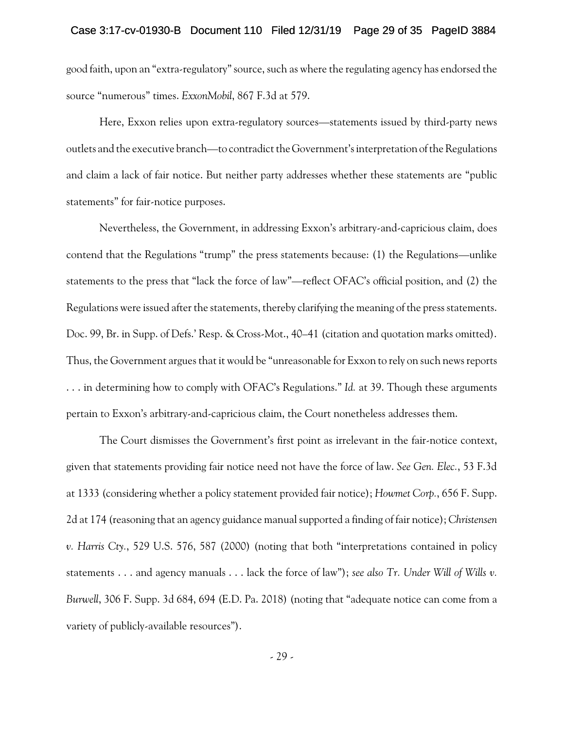good faith, upon an "extra-regulatory" source, such as where the regulating agency has endorsed the source "numerous" times. *ExxonMobil*, 867 F.3d at 579.

Here, Exxon relies upon extra-regulatory sources—statements issued by third-party news outlets and the executive branch—to contradict the Government's interpretation of the Regulations and claim a lack of fair notice. But neither party addresses whether these statements are "public statements" for fair-notice purposes.

Nevertheless, the Government, in addressing Exxon's arbitrary-and-capricious claim, does contend that the Regulations "trump" the press statements because: (1) the Regulations—unlike statements to the press that "lack the force of law"—reflect OFAC's official position, and (2) the Regulations were issued after the statements, thereby clarifying the meaning of the press statements. Doc. 99, Br. in Supp. of Defs.' Resp. & Cross-Mot., 40–41 (citation and quotation marks omitted). Thus, the Government argues that it would be "unreasonable for Exxon to rely on such news reports . . . in determining how to comply with OFAC's Regulations." *Id.* at 39. Though these arguments pertain to Exxon's arbitrary-and-capricious claim, the Court nonetheless addresses them.

The Court dismisses the Government's first point as irrelevant in the fair-notice context, given that statements providing fair notice need not have the force of law. *See Gen. Elec.*, 53 F.3d at 1333 (considering whether a policy statement provided fair notice); *Howmet Corp.*, 656 F. Supp. 2d at 174 (reasoning that an agency guidance manual supported a finding of fair notice); *Christensen v. Harris Cty.*, 529 U.S. 576, 587 (2000) (noting that both "interpretations contained in policy statements . . . and agency manuals . . . lack the force of law"); *see also Tr. Under Will of Wills v. Burwell*, 306 F. Supp. 3d 684, 694 (E.D. Pa. 2018) (noting that "adequate notice can come from a variety of publicly-available resources").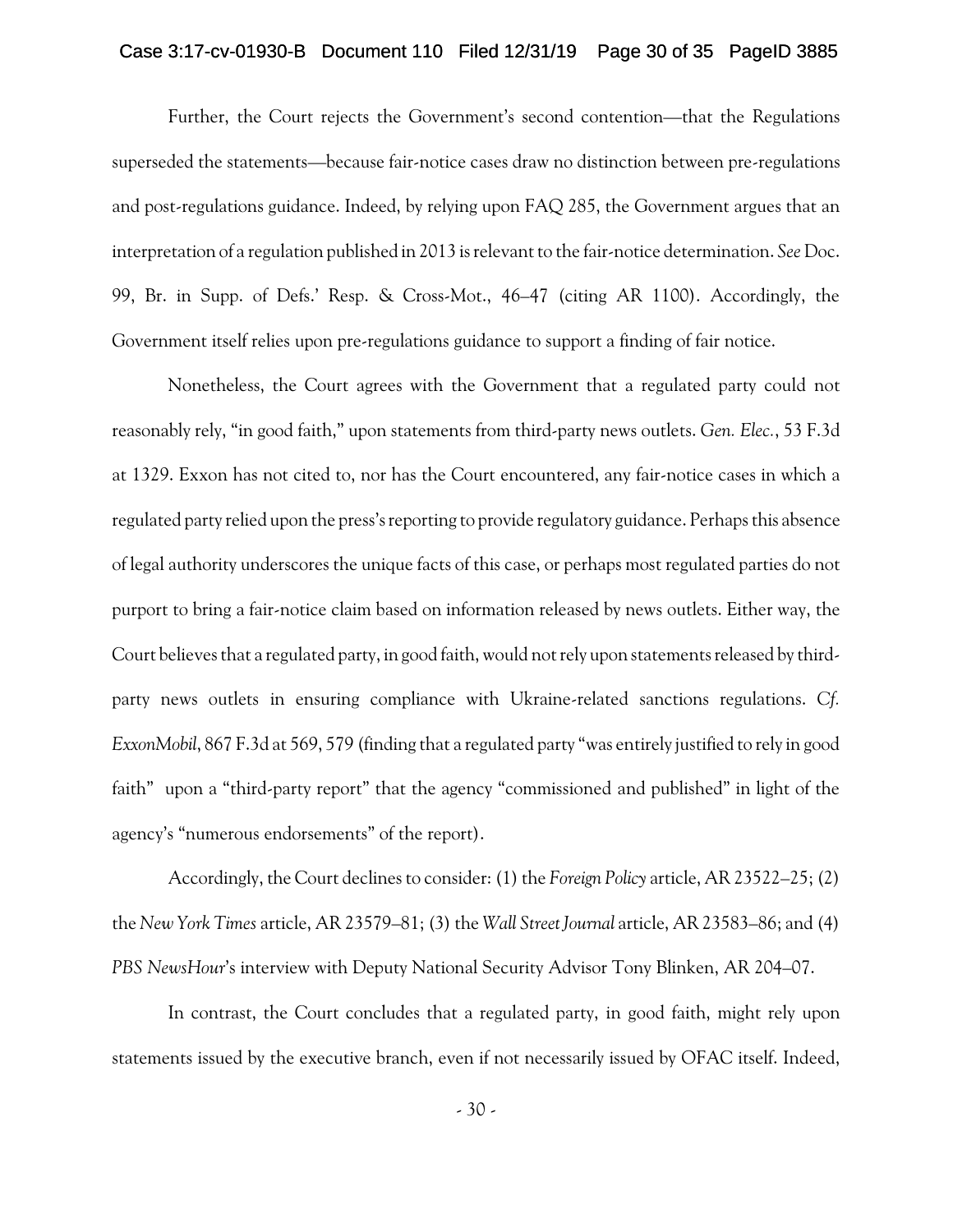Further, the Court rejects the Government's second contention—that the Regulations superseded the statements—because fair-notice cases draw no distinction between pre-regulations and post-regulations guidance. Indeed, by relying upon FAQ 285, the Government argues that an interpretation of a regulation published in 2013 is relevant to the fair-notice determination. *See* Doc. 99, Br. in Supp. of Defs.' Resp. & Cross-Mot., 46–47 (citing AR 1100). Accordingly, the Government itself relies upon pre-regulations guidance to support a finding of fair notice.

Nonetheless, the Court agrees with the Government that a regulated party could not reasonably rely, "in good faith," upon statements from third-party news outlets. *Gen. Elec.*, 53 F.3d at 1329. Exxon has not cited to, nor has the Court encountered, any fair-notice cases in which a regulated party relied upon the press's reporting to provide regulatory guidance. Perhaps this absence of legal authority underscores the unique facts of this case, or perhaps most regulated parties do not purport to bring a fair-notice claim based on information released by news outlets. Either way, the Court believes that a regulated party, in good faith, would not rely upon statements released by third-party news outlets in ensuring compliance with Ukraine-related sanctions regulations. *Cf. ExxonMobil*, 867 F.3d at 569, 579 (finding that a regulated party "was entirely justified to rely in good faith" upon a "third-party report" that the agency "commissioned and published" in light of the agency's "numerous endorsements" of the report).

Accordingly, the Court declines to consider: (1) the *Foreign Policy* article, AR 23522–25; (2) the *New York Times* article, AR 23579–81; (3) the *Wall Street Journal* article, AR 23583–86; and (4) *PBS NewsHour*'s interview with Deputy National Security Advisor Tony Blinken, AR 204–07.

In contrast, the Court concludes that a regulated party, in good faith, might rely upon statements issued by the executive branch, even if not necessarily issued by OFAC itself. Indeed,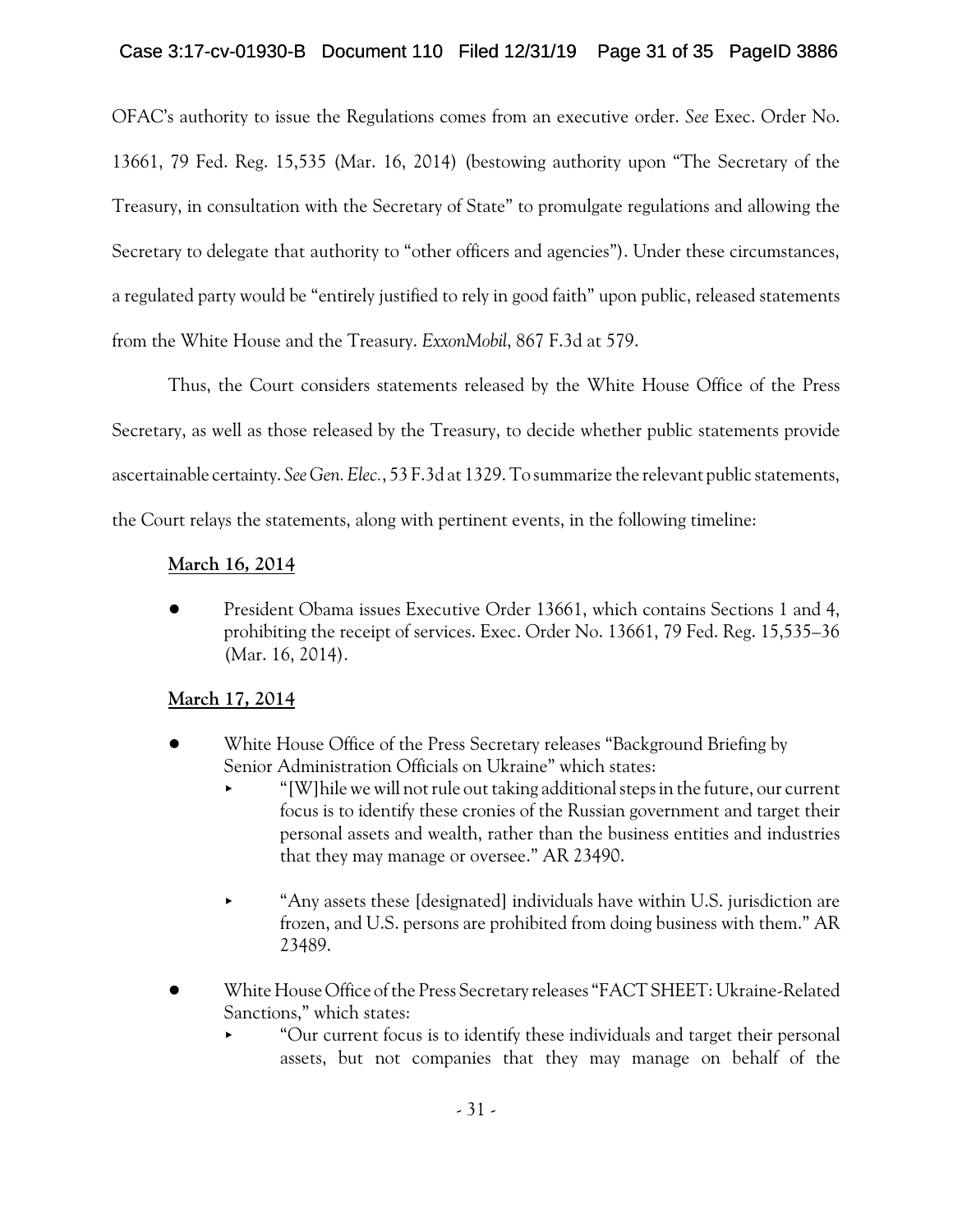OFAC's authority to issue the Regulations comes from an executive order. *See* Exec. Order No. 13661, 79 Fed. Reg. 15,535 (Mar. 16, 2014) (bestowing authority upon "The Secretary of the Treasury, in consultation with the Secretary of State" to promulgate regulations and allowing the Secretary to delegate that authority to "other officers and agencies"). Under these circumstances, a regulated party would be "entirely justified to rely in good faith" upon public, released statements from the White House and the Treasury. *ExxonMobil*, 867 F.3d at 579.

Thus, the Court considers statements released by the White House Office of the Press Secretary, as well as those released by the Treasury, to decide whether public statements provide ascertainable certainty. *See Gen. Elec.*, 53 F.3d at 1329. To summarize the relevant public statements, the Court relays the statements, along with pertinent events, in the following timeline:

**<u>March 16, 2014</u>**

- President Obama issues Executive Order 13661, which contains Sections 1 and 4, prohibiting the receipt of services. Exec. Order No. 13661, 79 Fed. Reg. 15,535–36 (Mar. 16, 2014).

**<u>March 17, 2014</u>**

- White House Office of the Press Secretary releases "Background Briefing by Senior Administration Officials on Ukraine" which states:
  - "[W]hile we will not rule out taking additional steps in the future, our current focus is to identify these cronies of the Russian government and target their personal assets and wealth, rather than the business entities and industries that they may manage or oversee." AR 23490.
  - "Any assets these [designated] individuals have within U.S. jurisdiction are frozen, and U.S. persons are prohibited from doing business with them." AR 23489.
- White House Office of the Press Secretary releases "FACT SHEET: Ukraine-Related Sanctions," which states:
  - "Our current focus is to identify these individuals and target their personal assets, but not companies that they may manage on behalf of the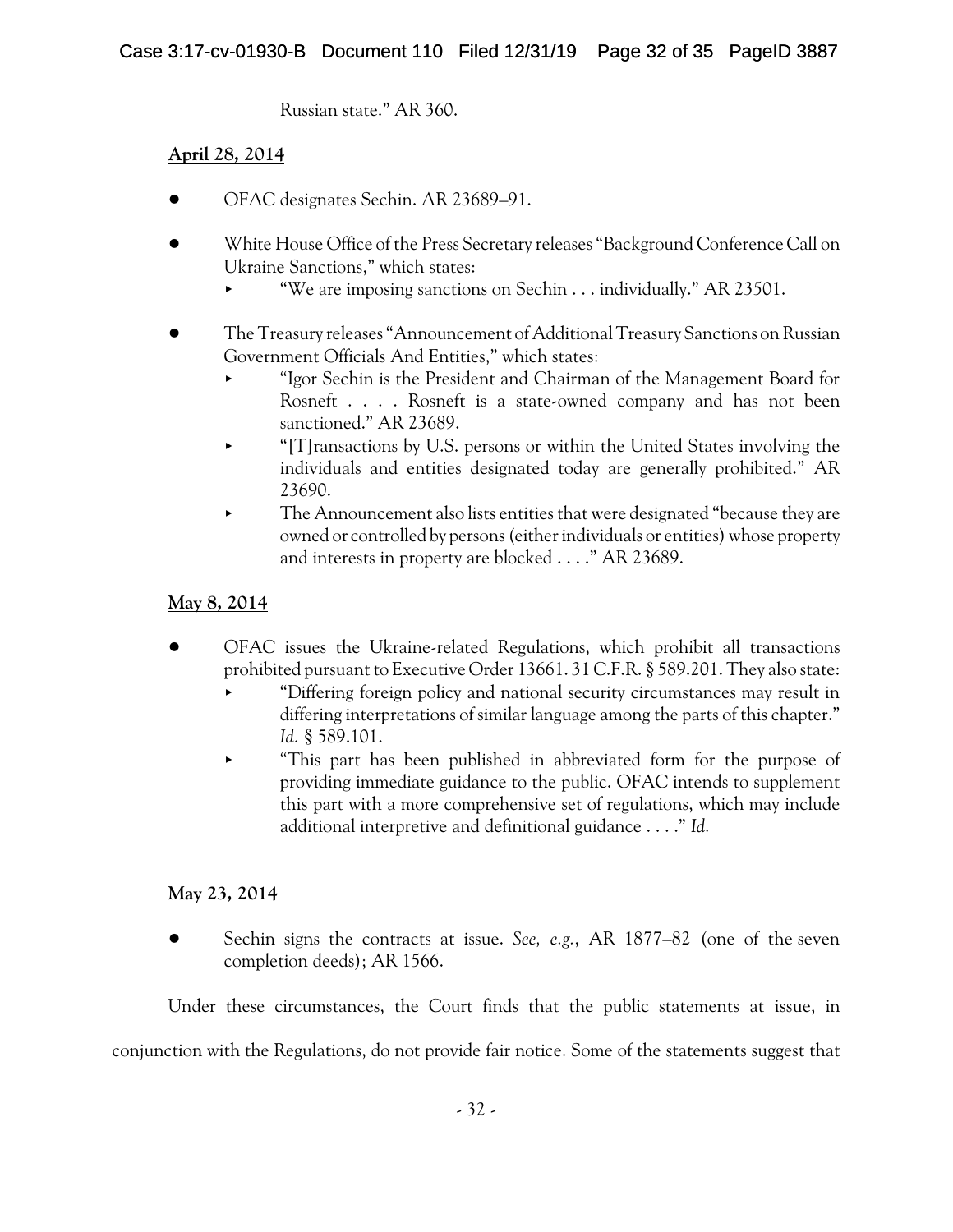Russian state." AR 360.

**April 28, 2014**

- OFAC designates Sechin. AR 23689–91.
- White House Office of the Press Secretary releases "Background Conference Call on Ukraine Sanctions," which states:
  - "We are imposing sanctions on Sechin . . . individually." AR 23501.
- The Treasury releases "Announcement of Additional Treasury Sanctions on Russian Government Officials And Entities," which states:
  - "Igor Sechin is the President and Chairman of the Management Board for Rosneft . . . . Rosneft is a state-owned company and has not been sanctioned." AR 23689.
  - "[T]ransactions by U.S. persons or within the United States involving the individuals and entities designated today are generally prohibited." AR 23690.
  - The Announcement also lists entities that were designated "because they are owned or controlled by persons (either individuals or entities) whose property and interests in property are blocked . . . ." AR 23689.

**May 8, 2014**

- OFAC issues the Ukraine-related Regulations, which prohibit all transactions prohibited pursuant to Executive Order 13661. 31 C.F.R. § 589.201. They also state:
  - "Differing foreign policy and national security circumstances may result in differing interpretations of similar language among the parts of this chapter." *Id.* § 589.101.
  - "This part has been published in abbreviated form for the purpose of providing immediate guidance to the public. OFAC intends to supplement this part with a more comprehensive set of regulations, which may include additional interpretive and definitional guidance . . . ." *Id.*

**May 23, 2014**

- Sechin signs the contracts at issue. *See, e.g.*, AR 1877–82 (one of the seven completion deeds); AR 1566.

Under these circumstances, the Court finds that the public statements at issue, in conjunction with the Regulations, do not provide fair notice. Some of the statements suggest that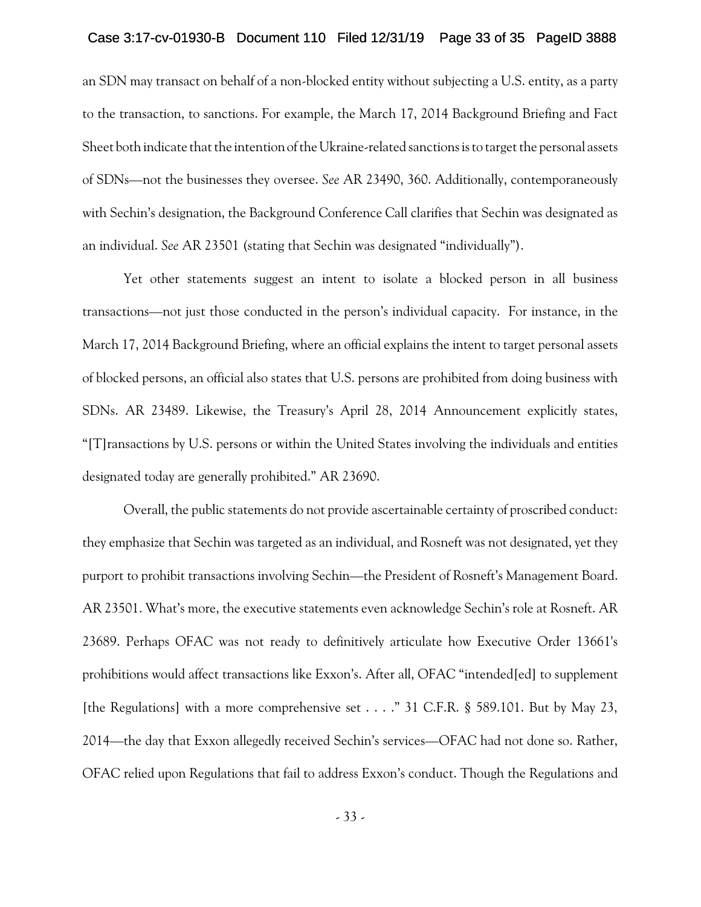an SDN may transact on behalf of a non-blocked entity without subjecting a U.S. entity, as a party to the transaction, to sanctions. For example, the March 17, 2014 Background Briefing and Fact Sheet both indicate that the intention of the Ukraine-related sanctions is to target the personal assets of SDNs—not the businesses they oversee. *See* AR 23490, 360. Additionally, contemporaneously with Sechin's designation, the Background Conference Call clarifies that Sechin was designated as an individual. *See* AR 23501 (stating that Sechin was designated "individually").

Yet other statements suggest an intent to isolate a blocked person in all business transactions—not just those conducted in the person's individual capacity. For instance, in the March 17, 2014 Background Briefing, where an official explains the intent to target personal assets of blocked persons, an official also states that U.S. persons are prohibited from doing business with SDNs. AR 23489. Likewise, the Treasury's April 28, 2014 Announcement explicitly states, "[T]ransactions by U.S. persons or within the United States involving the individuals and entities designated today are generally prohibited." AR 23690.

Overall, the public statements do not provide ascertainable certainty of proscribed conduct: they emphasize that Sechin was targeted as an individual, and Rosneft was not designated, yet they purport to prohibit transactions involving Sechin—the President of Rosneft's Management Board. AR 23501. What's more, the executive statements even acknowledge Sechin's role at Rosneft. AR 23689. Perhaps OFAC was not ready to definitively articulate how Executive Order 13661's prohibitions would affect transactions like Exxon's. After all, OFAC "intended[ed] to supplement [the Regulations] with a more comprehensive set . . . ." 31 C.F.R. § 589.101. But by May 23, 2014—the day that Exxon allegedly received Sechin's services—OFAC had not done so. Rather, OFAC relied upon Regulations that fail to address Exxon's conduct. Though the Regulations and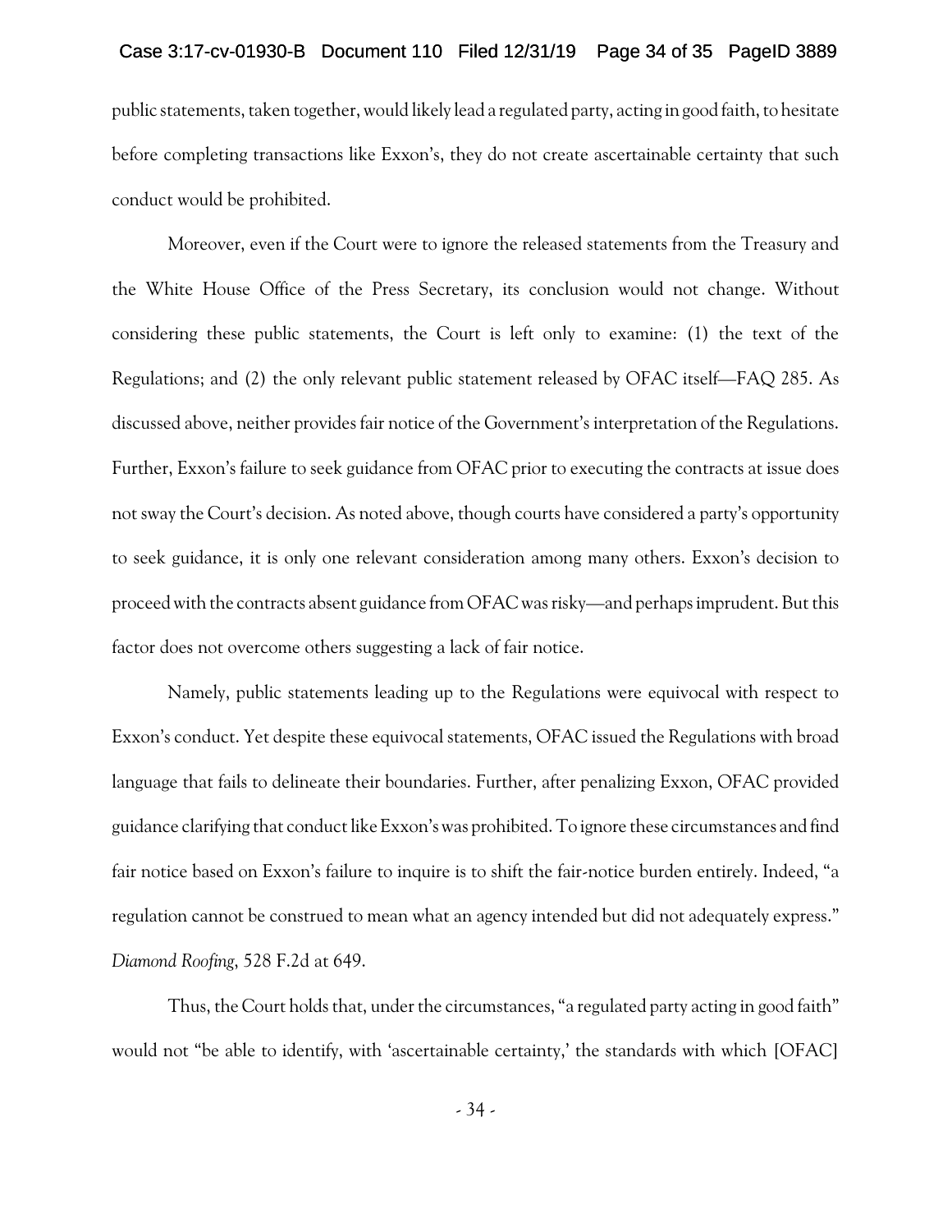public statements, taken together, would likely lead a regulated party, acting in good faith, to hesitate before completing transactions like Exxon's, they do not create ascertainable certainty that such conduct would be prohibited.

Moreover, even if the Court were to ignore the released statements from the Treasury and the White House Office of the Press Secretary, its conclusion would not change. Without considering these public statements, the Court is left only to examine: (1) the text of the Regulations; and (2) the only relevant public statement released by OFAC itself—FAQ 285. As discussed above, neither provides fair notice of the Government's interpretation of the Regulations. Further, Exxon's failure to seek guidance from OFAC prior to executing the contracts at issue does not sway the Court's decision. As noted above, though courts have considered a party's opportunity to seek guidance, it is only one relevant consideration among many others. Exxon's decision to proceed with the contracts absent guidance from OFAC was risky—and perhaps imprudent. But this factor does not overcome others suggesting a lack of fair notice.

Namely, public statements leading up to the Regulations were equivocal with respect to Exxon's conduct. Yet despite these equivocal statements, OFAC issued the Regulations with broad language that fails to delineate their boundaries. Further, after penalizing Exxon, OFAC provided guidance clarifying that conduct like Exxon's was prohibited. To ignore these circumstances and find fair notice based on Exxon's failure to inquire is to shift the fair-notice burden entirely. Indeed, "a regulation cannot be construed to mean what an agency intended but did not adequately express." *Diamond Roofing*, 528 F.2d at 649.

Thus, the Court holds that, under the circumstances, "a regulated party acting in good faith" would not "be able to identify, with 'ascertainable certainty,' the standards with which [OFAC]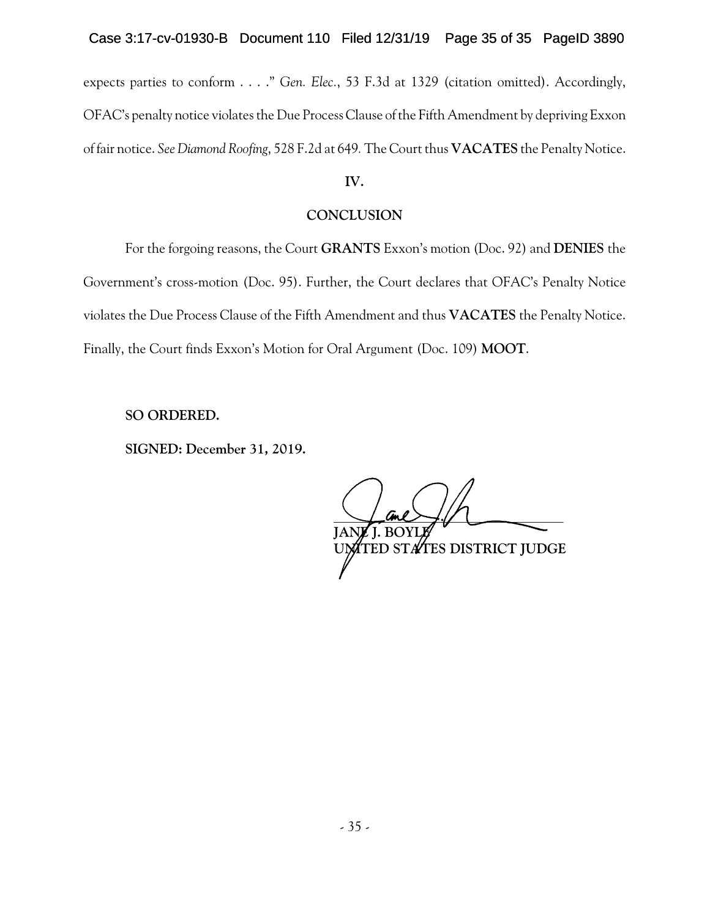expects parties to conform . . . ." *Gen. Elec.*, 53 F.3d at 1329 (citation omitted). Accordingly, OFAC's penalty notice violates the Due Process Clause of the Fifth Amendment by depriving Exxon of fair notice. *See Diamond Roofing*, 528 F.2d at 649. The Court thus **VACATES** the Penalty Notice.

## IV.

## CONCLUSION

For the forgoing reasons, the Court **GRANTS** Exxon's motion (Doc. 92) and **DENIES** the Government's cross-motion (Doc. 95). Further, the Court declares that OFAC's Penalty Notice violates the Due Process Clause of the Fifth Amendment and thus **VACATES** the Penalty Notice. Finally, the Court finds Exxon's Motion for Oral Argument (Doc. 109) **MOOT**.

**SO ORDERED.**

**SIGNED: December 31, 2019.**

**JANE J. BOYLE**
**UNITED STATES DISTRICT JUDGE**